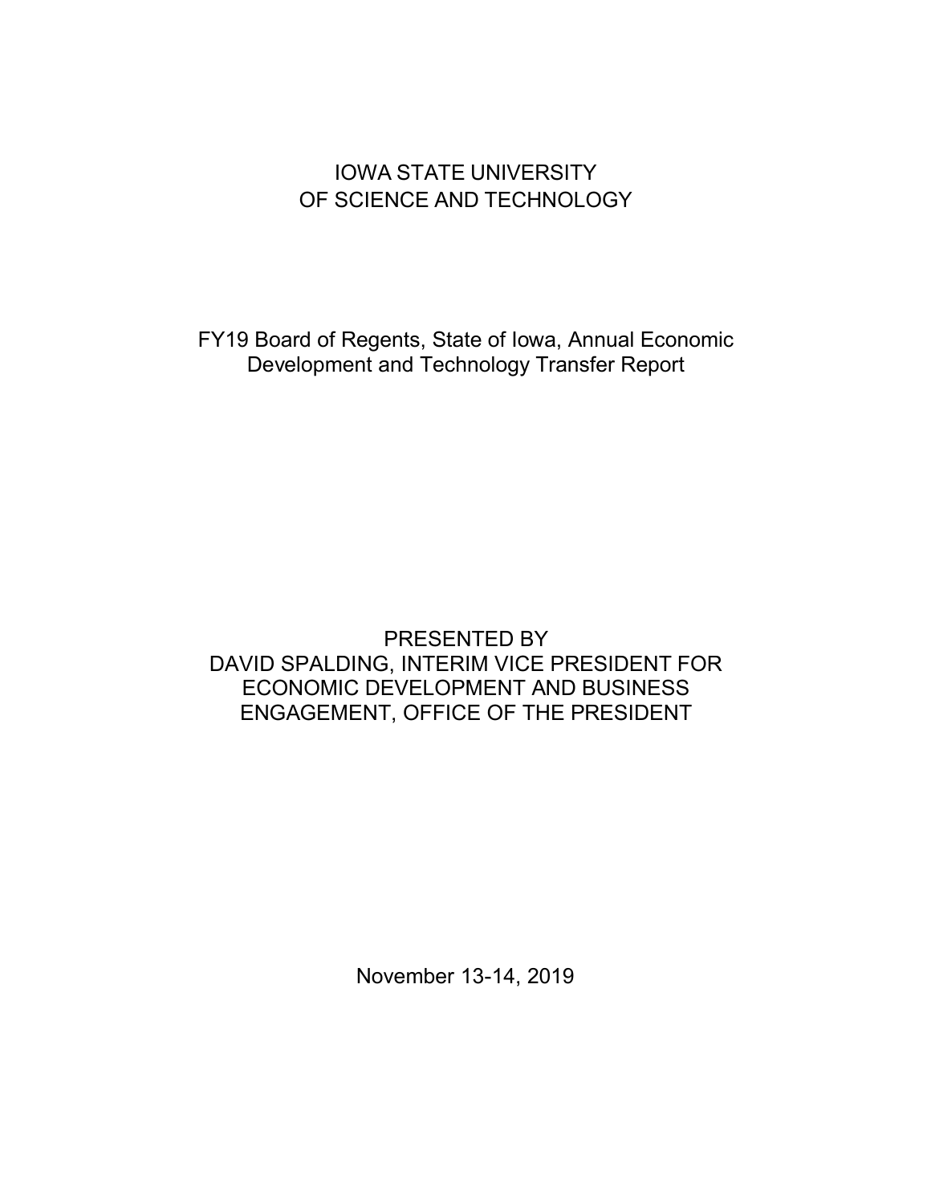# IOWA STATE UNIVERSITY
# OF SCIENCE AND TECHNOLOGY

## FY19 Board of Regents, State of Iowa, Annual Economic Development and Technology Transfer Report

PRESENTED BY
DAVID SPALDING, INTERIM VICE PRESIDENT FOR ECONOMIC DEVELOPMENT AND BUSINESS ENGAGEMENT, OFFICE OF THE PRESIDENT

November 13-14, 2019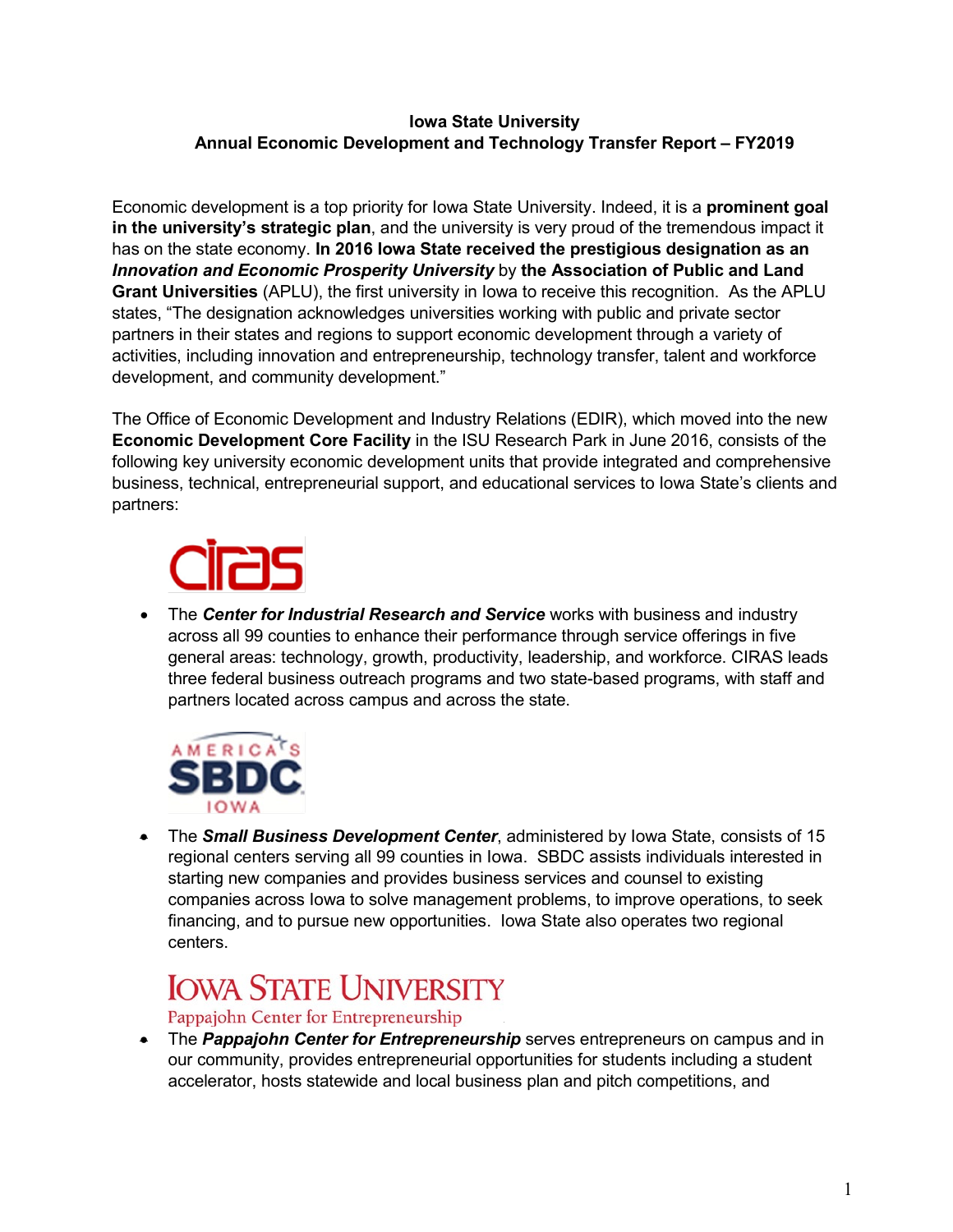**Iowa State University**
**Annual Economic Development and Technology Transfer Report – FY2019**

Economic development is a top priority for Iowa State University. Indeed, it is a **prominent goal in the university's strategic plan**, and the university is very proud of the tremendous impact it has on the state economy. **In 2016 Iowa State received the prestigious designation as an *Innovation and Economic Prosperity University* by the Association of Public and Land Grant Universities** (APLU), the first university in Iowa to receive this recognition. As the APLU states, "The designation acknowledges universities working with public and private sector partners in their states and regions to support economic development through a variety of activities, including innovation and entrepreneurship, technology transfer, talent and workforce development, and community development."

The Office of Economic Development and Industry Relations (EDIR), which moved into the new **Economic Development Core Facility** in the ISU Research Park in June 2016, consists of the following key university economic development units that provide integrated and comprehensive business, technical, entrepreneurial support, and educational services to Iowa State's clients and partners:

CIRAS

- The ***Center for Industrial Research and Service*** works with business and industry across all 99 counties to enhance their performance through service offerings in five general areas: technology, growth, productivity, leadership, and workforce. CIRAS leads three federal business outreach programs and two state-based programs, with staff and partners located across campus and across the state.

AMERICA'S SBDC IOWA

- The ***Small Business Development Center***, administered by Iowa State, consists of 15 regional centers serving all 99 counties in Iowa. SBDC assists individuals interested in starting new companies and provides business services and counsel to existing companies across Iowa to solve management problems, to improve operations, to seek financing, and to pursue new opportunities. Iowa State also operates two regional centers.

IOWA STATE UNIVERSITY
Pappajohn Center for Entrepreneurship

- The ***Pappajohn Center for Entrepreneurship*** serves entrepreneurs on campus and in our community, provides entrepreneurial opportunities for students including a student accelerator, hosts statewide and local business plan and pitch competitions, and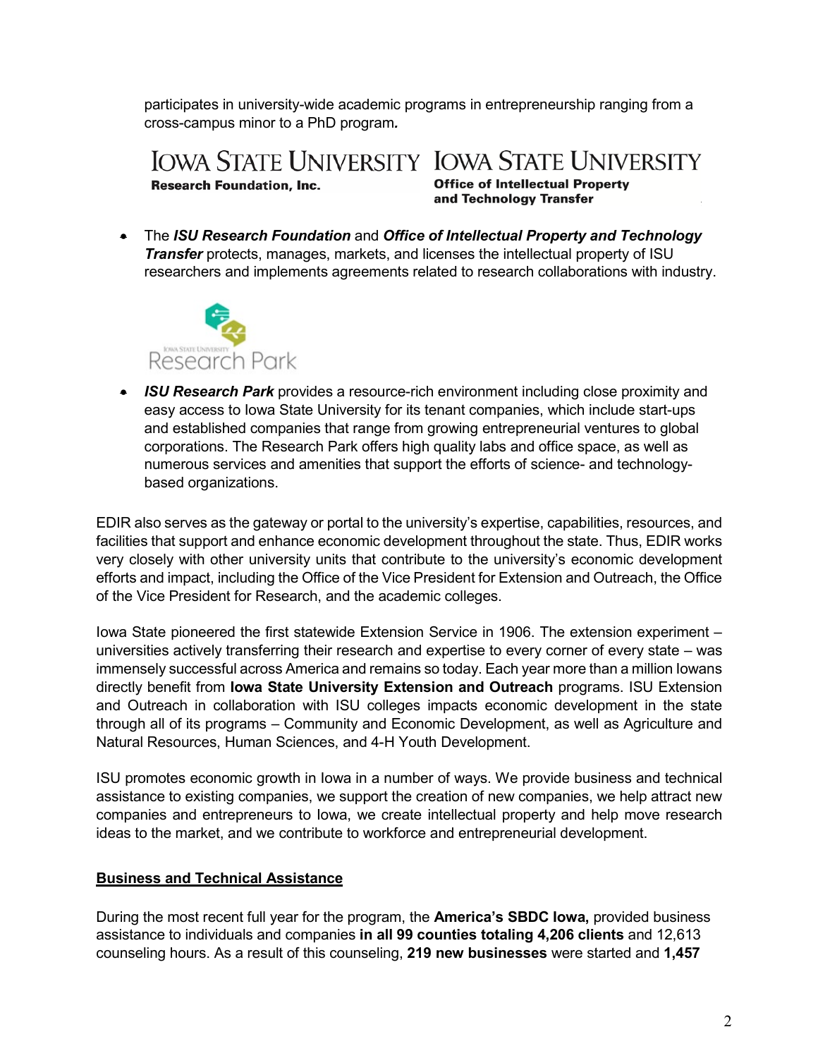participates in university-wide academic programs in entrepreneurship ranging from a cross-campus minor to a PhD program.

- The ***ISU Research Foundation*** and ***Office of Intellectual Property and Technology Transfer*** protects, manages, markets, and licenses the intellectual property of ISU researchers and implements agreements related to research collaborations with industry.

- ***ISU Research Park*** provides a resource-rich environment including close proximity and easy access to Iowa State University for its tenant companies, which include start-ups and established companies that range from growing entrepreneurial ventures to global corporations. The Research Park offers high quality labs and office space, as well as numerous services and amenities that support the efforts of science- and technology-based organizations.

EDIR also serves as the gateway or portal to the university's expertise, capabilities, resources, and facilities that support and enhance economic development throughout the state. Thus, EDIR works very closely with other university units that contribute to the university's economic development efforts and impact, including the Office of the Vice President for Extension and Outreach, the Office of the Vice President for Research, and the academic colleges.

Iowa State pioneered the first statewide Extension Service in 1906. The extension experiment – universities actively transferring their research and expertise to every corner of every state – was immensely successful across America and remains so today. Each year more than a million Iowans directly benefit from **Iowa State University Extension and Outreach** programs. ISU Extension and Outreach in collaboration with ISU colleges impacts economic development in the state through all of its programs – Community and Economic Development, as well as Agriculture and Natural Resources, Human Sciences, and 4-H Youth Development.

ISU promotes economic growth in Iowa in a number of ways. We provide business and technical assistance to existing companies, we support the creation of new companies, we help attract new companies and entrepreneurs to Iowa, we create intellectual property and help move research ideas to the market, and we contribute to workforce and entrepreneurial development.

## Business and Technical Assistance

During the most recent full year for the program, the **America's SBDC Iowa,** provided business assistance to individuals and companies **in all 99 counties totaling 4,206 clients** and 12,613 counseling hours. As a result of this counseling, **219 new businesses** were started and **1,457**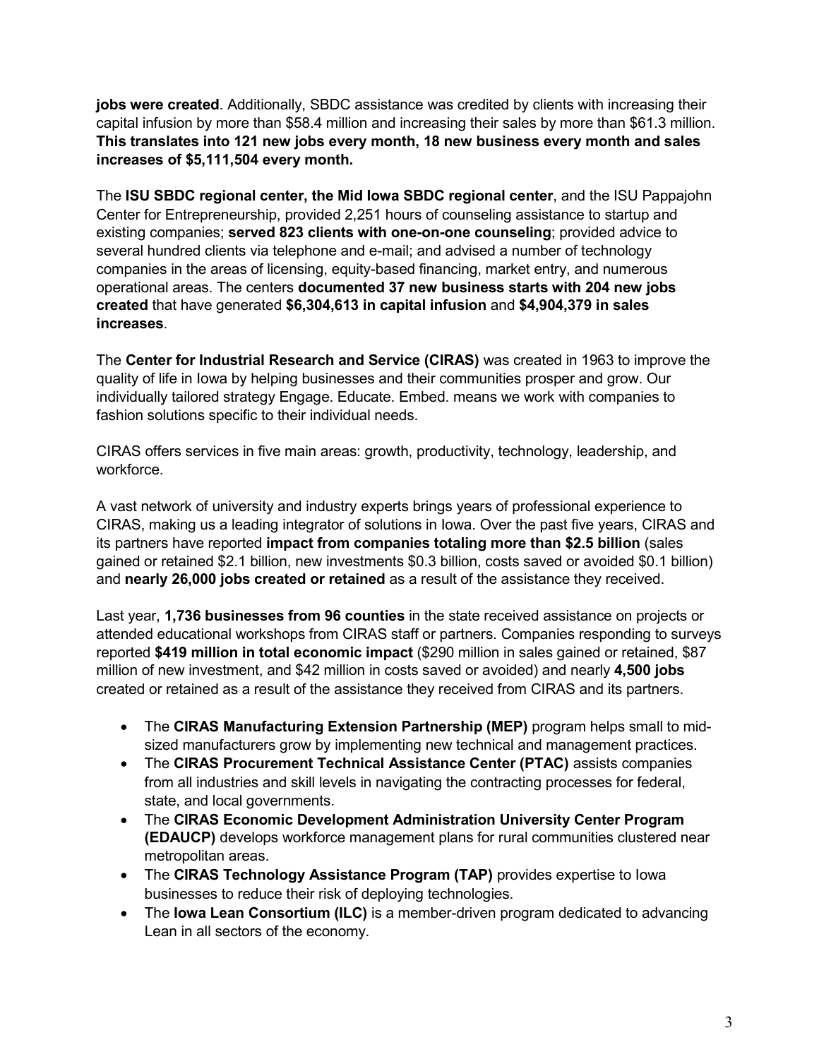**jobs were created**. Additionally, SBDC assistance was credited by clients with increasing their capital infusion by more than $58.4 million and increasing their sales by more than $61.3 million. **This translates into 121 new jobs every month, 18 new business every month and sales increases of $5,111,504 every month.**

The **ISU SBDC regional center, the Mid Iowa SBDC regional center**, and the ISU Pappajohn Center for Entrepreneurship, provided 2,251 hours of counseling assistance to startup and existing companies; **served 823 clients with one-on-one counseling**; provided advice to several hundred clients via telephone and e-mail; and advised a number of technology companies in the areas of licensing, equity-based financing, market entry, and numerous operational areas. The centers **documented 37 new business starts with 204 new jobs created** that have generated **$6,304,613 in capital infusion** and **$4,904,379 in sales increases**.

The **Center for Industrial Research and Service (CIRAS)** was created in 1963 to improve the quality of life in Iowa by helping businesses and their communities prosper and grow. Our individually tailored strategy Engage. Educate. Embed. means we work with companies to fashion solutions specific to their individual needs.

CIRAS offers services in five main areas: growth, productivity, technology, leadership, and workforce.

A vast network of university and industry experts brings years of professional experience to CIRAS, making us a leading integrator of solutions in Iowa. Over the past five years, CIRAS and its partners have reported **impact from companies totaling more than $2.5 billion** (sales gained or retained $2.1 billion, new investments $0.3 billion, costs saved or avoided $0.1 billion) and **nearly 26,000 jobs created or retained** as a result of the assistance they received.

Last year, **1,736 businesses from 96 counties** in the state received assistance on projects or attended educational workshops from CIRAS staff or partners. Companies responding to surveys reported **$419 million in total economic impact** ($290 million in sales gained or retained, $87 million of new investment, and $42 million in costs saved or avoided) and nearly **4,500 jobs** created or retained as a result of the assistance they received from CIRAS and its partners.

- The **CIRAS Manufacturing Extension Partnership (MEP)** program helps small to mid-sized manufacturers grow by implementing new technical and management practices.
- The **CIRAS Procurement Technical Assistance Center (PTAC)** assists companies from all industries and skill levels in navigating the contracting processes for federal, state, and local governments.
- The **CIRAS Economic Development Administration University Center Program (EDAUCP)** develops workforce management plans for rural communities clustered near metropolitan areas.
- The **CIRAS Technology Assistance Program (TAP)** provides expertise to Iowa businesses to reduce their risk of deploying technologies.
- The **Iowa Lean Consortium (ILC)** is a member-driven program dedicated to advancing Lean in all sectors of the economy.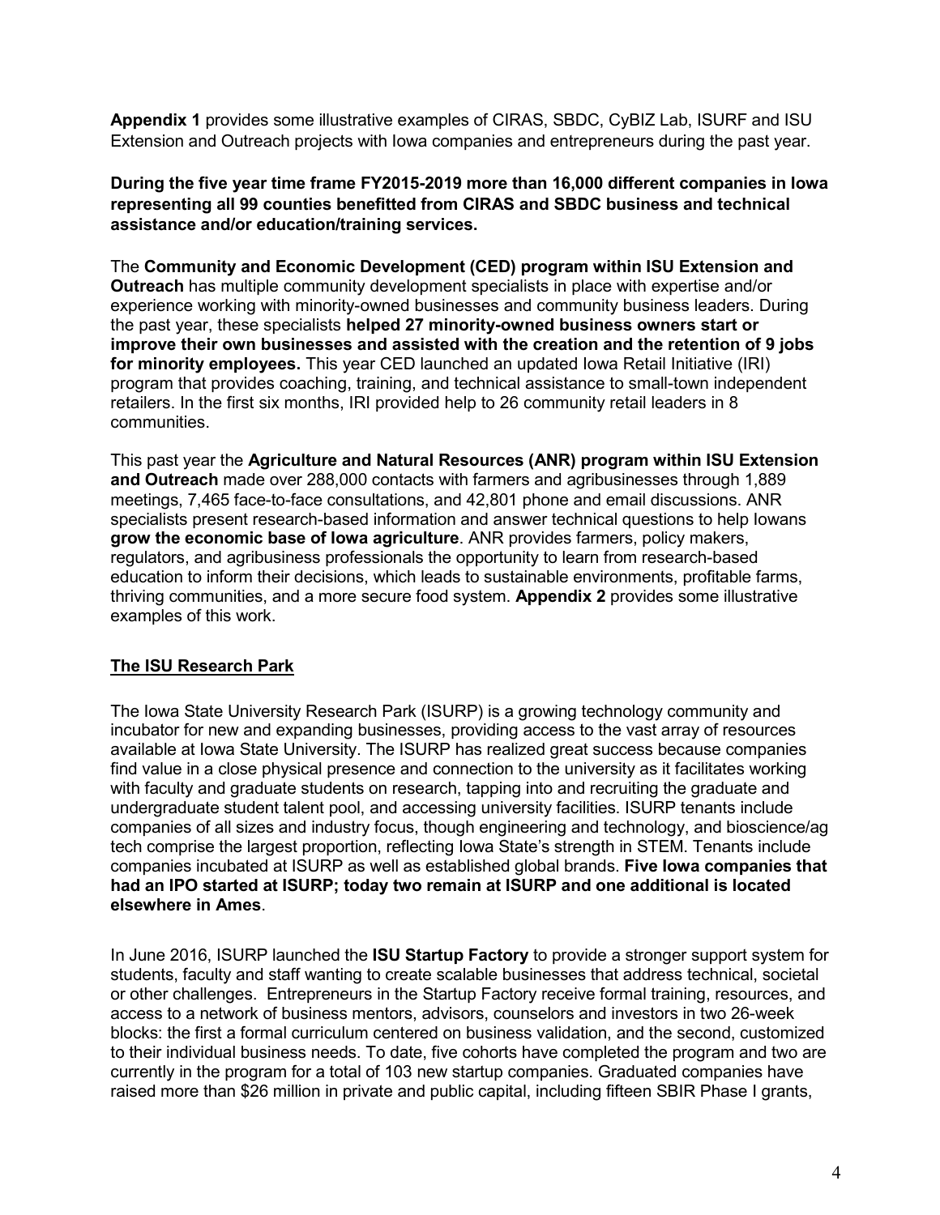**Appendix 1** provides some illustrative examples of CIRAS, SBDC, CyBIZ Lab, ISURF and ISU Extension and Outreach projects with Iowa companies and entrepreneurs during the past year.

**During the five year time frame FY2015-2019 more than 16,000 different companies in Iowa representing all 99 counties benefitted from CIRAS and SBDC business and technical assistance and/or education/training services.**

The **Community and Economic Development (CED) program within ISU Extension and Outreach** has multiple community development specialists in place with expertise and/or experience working with minority-owned businesses and community business leaders. During the past year, these specialists **helped 27 minority-owned business owners start or improve their own businesses and assisted with the creation and the retention of 9 jobs for minority employees.** This year CED launched an updated Iowa Retail Initiative (IRI) program that provides coaching, training, and technical assistance to small-town independent retailers. In the first six months, IRI provided help to 26 community retail leaders in 8 communities.

This past year the **Agriculture and Natural Resources (ANR) program within ISU Extension and Outreach** made over 288,000 contacts with farmers and agribusinesses through 1,889 meetings, 7,465 face-to-face consultations, and 42,801 phone and email discussions. ANR specialists present research-based information and answer technical questions to help Iowans **grow the economic base of Iowa agriculture**. ANR provides farmers, policy makers, regulators, and agribusiness professionals the opportunity to learn from research-based education to inform their decisions, which leads to sustainable environments, profitable farms, thriving communities, and a more secure food system. **Appendix 2** provides some illustrative examples of this work.

## The ISU Research Park

The Iowa State University Research Park (ISURP) is a growing technology community and incubator for new and expanding businesses, providing access to the vast array of resources available at Iowa State University. The ISURP has realized great success because companies find value in a close physical presence and connection to the university as it facilitates working with faculty and graduate students on research, tapping into and recruiting the graduate and undergraduate student talent pool, and accessing university facilities. ISURP tenants include companies of all sizes and industry focus, though engineering and technology, and bioscience/ag tech comprise the largest proportion, reflecting Iowa State's strength in STEM. Tenants include companies incubated at ISURP as well as established global brands. **Five Iowa companies that had an IPO started at ISURP; today two remain at ISURP and one additional is located elsewhere in Ames**.

In June 2016, ISURP launched the **ISU Startup Factory** to provide a stronger support system for students, faculty and staff wanting to create scalable businesses that address technical, societal or other challenges. Entrepreneurs in the Startup Factory receive formal training, resources, and access to a network of business mentors, advisors, counselors and investors in two 26-week blocks: the first a formal curriculum centered on business validation, and the second, customized to their individual business needs. To date, five cohorts have completed the program and two are currently in the program for a total of 103 new startup companies. Graduated companies have raised more than $26 million in private and public capital, including fifteen SBIR Phase I grants,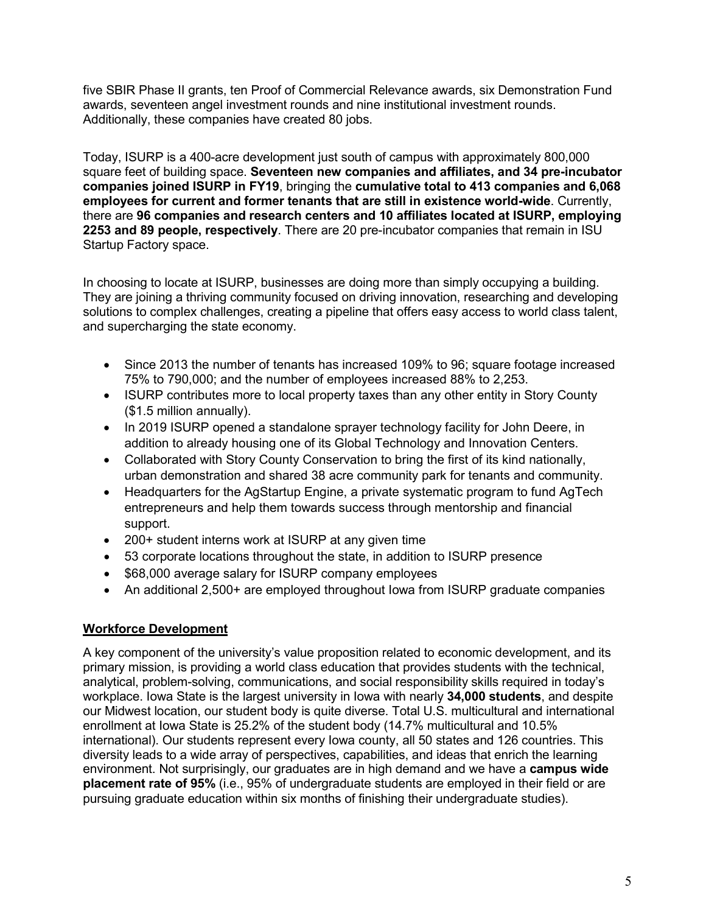five SBIR Phase II grants, ten Proof of Commercial Relevance awards, six Demonstration Fund awards, seventeen angel investment rounds and nine institutional investment rounds. Additionally, these companies have created 80 jobs.

Today, ISURP is a 400-acre development just south of campus with approximately 800,000 square feet of building space. **Seventeen new companies and affiliates, and 34 pre-incubator companies joined ISURP in FY19**, bringing the **cumulative total to 413 companies and 6,068 employees for current and former tenants that are still in existence world-wide**. Currently, there are **96 companies and research centers and 10 affiliates located at ISURP, employing 2253 and 89 people, respectively**. There are 20 pre-incubator companies that remain in ISU Startup Factory space.

In choosing to locate at ISURP, businesses are doing more than simply occupying a building. They are joining a thriving community focused on driving innovation, researching and developing solutions to complex challenges, creating a pipeline that offers easy access to world class talent, and supercharging the state economy.

- Since 2013 the number of tenants has increased 109% to 96; square footage increased 75% to 790,000; and the number of employees increased 88% to 2,253.
- ISURP contributes more to local property taxes than any other entity in Story County ($1.5 million annually).
- In 2019 ISURP opened a standalone sprayer technology facility for John Deere, in addition to already housing one of its Global Technology and Innovation Centers.
- Collaborated with Story County Conservation to bring the first of its kind nationally, urban demonstration and shared 38 acre community park for tenants and community.
- Headquarters for the AgStartup Engine, a private systematic program to fund AgTech entrepreneurs and help them towards success through mentorship and financial support.
- 200+ student interns work at ISURP at any given time
- 53 corporate locations throughout the state, in addition to ISURP presence
- $68,000 average salary for ISURP company employees
- An additional 2,500+ are employed throughout Iowa from ISURP graduate companies

## Workforce Development

A key component of the university's value proposition related to economic development, and its primary mission, is providing a world class education that provides students with the technical, analytical, problem-solving, communications, and social responsibility skills required in today's workplace. Iowa State is the largest university in Iowa with nearly **34,000 students**, and despite our Midwest location, our student body is quite diverse. Total U.S. multicultural and international enrollment at Iowa State is 25.2% of the student body (14.7% multicultural and 10.5% international). Our students represent every Iowa county, all 50 states and 126 countries. This diversity leads to a wide array of perspectives, capabilities, and ideas that enrich the learning environment. Not surprisingly, our graduates are in high demand and we have a **campus wide placement rate of 95%** (i.e., 95% of undergraduate students are employed in their field or are pursuing graduate education within six months of finishing their undergraduate studies).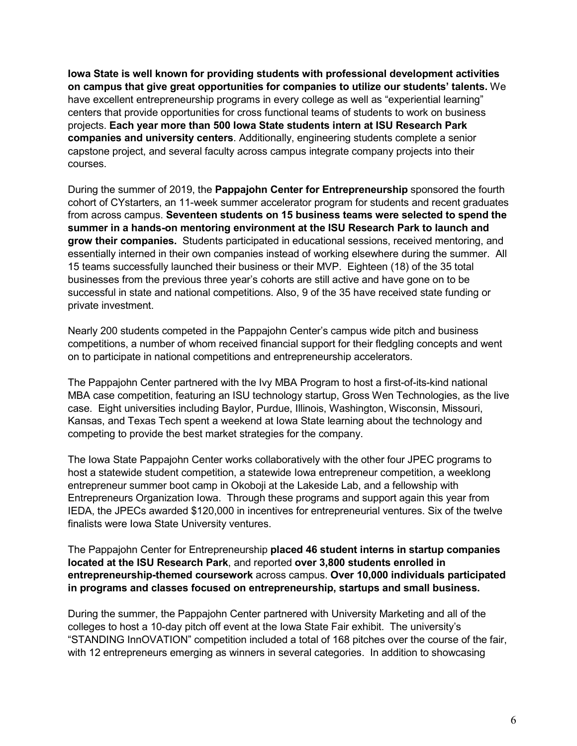**Iowa State is well known for providing students with professional development activities on campus that give great opportunities for companies to utilize our students' talents.** We have excellent entrepreneurship programs in every college as well as "experiential learning" centers that provide opportunities for cross functional teams of students to work on business projects. **Each year more than 500 Iowa State students intern at ISU Research Park companies and university centers**. Additionally, engineering students complete a senior capstone project, and several faculty across campus integrate company projects into their courses.

During the summer of 2019, the **Pappajohn Center for Entrepreneurship** sponsored the fourth cohort of CYstarters, an 11-week summer accelerator program for students and recent graduates from across campus. **Seventeen students on 15 business teams were selected to spend the summer in a hands-on mentoring environment at the ISU Research Park to launch and grow their companies.** Students participated in educational sessions, received mentoring, and essentially interned in their own companies instead of working elsewhere during the summer. All 15 teams successfully launched their business or their MVP. Eighteen (18) of the 35 total businesses from the previous three year's cohorts are still active and have gone on to be successful in state and national competitions. Also, 9 of the 35 have received state funding or private investment.

Nearly 200 students competed in the Pappajohn Center's campus wide pitch and business competitions, a number of whom received financial support for their fledgling concepts and went on to participate in national competitions and entrepreneurship accelerators.

The Pappajohn Center partnered with the Ivy MBA Program to host a first-of-its-kind national MBA case competition, featuring an ISU technology startup, Gross Wen Technologies, as the live case. Eight universities including Baylor, Purdue, Illinois, Washington, Wisconsin, Missouri, Kansas, and Texas Tech spent a weekend at Iowa State learning about the technology and competing to provide the best market strategies for the company.

The Iowa State Pappajohn Center works collaboratively with the other four JPEC programs to host a statewide student competition, a statewide Iowa entrepreneur competition, a weeklong entrepreneur summer boot camp in Okoboji at the Lakeside Lab, and a fellowship with Entrepreneurs Organization Iowa. Through these programs and support again this year from IEDA, the JPECs awarded $120,000 in incentives for entrepreneurial ventures. Six of the twelve finalists were Iowa State University ventures.

The Pappajohn Center for Entrepreneurship **placed 46 student interns in startup companies located at the ISU Research Park**, and reported **over 3,800 students enrolled in entrepreneurship-themed coursework** across campus. **Over 10,000 individuals participated in programs and classes focused on entrepreneurship, startups and small business.**

During the summer, the Pappajohn Center partnered with University Marketing and all of the colleges to host a 10-day pitch off event at the Iowa State Fair exhibit. The university's "STANDING InnOVATION" competition included a total of 168 pitches over the course of the fair, with 12 entrepreneurs emerging as winners in several categories. In addition to showcasing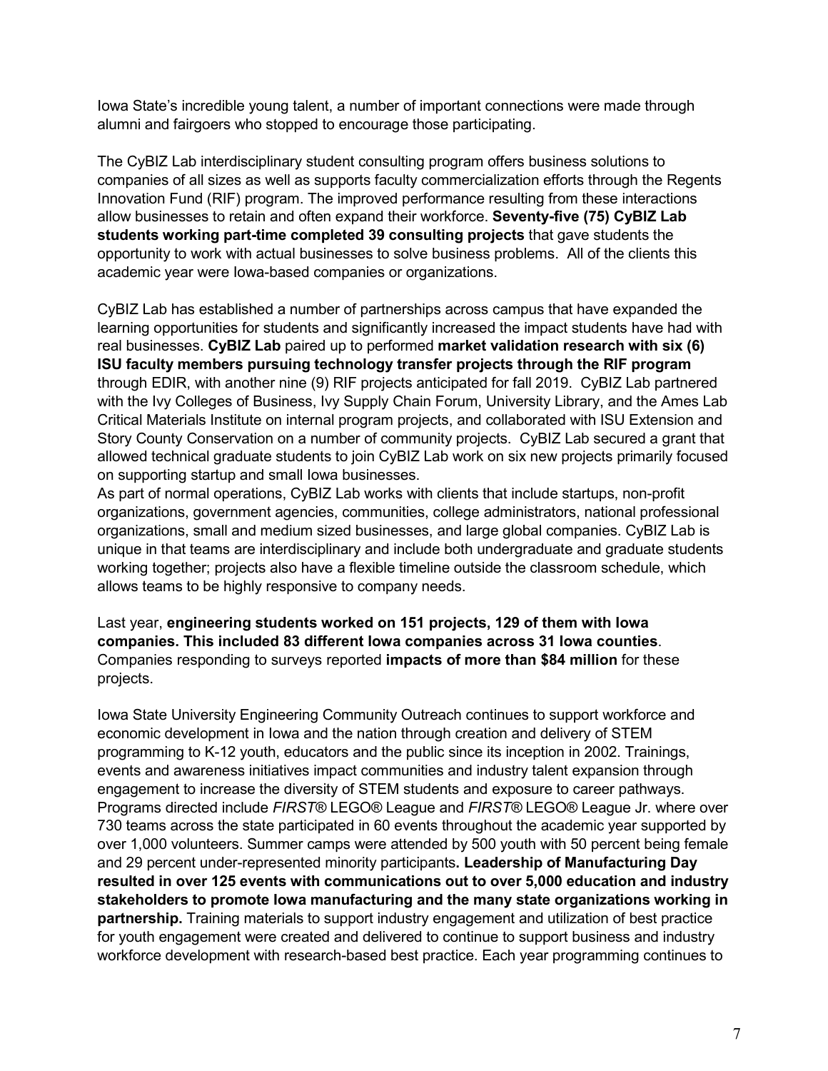Iowa State's incredible young talent, a number of important connections were made through alumni and fairgoers who stopped to encourage those participating.

The CyBIZ Lab interdisciplinary student consulting program offers business solutions to companies of all sizes as well as supports faculty commercialization efforts through the Regents Innovation Fund (RIF) program. The improved performance resulting from these interactions allow businesses to retain and often expand their workforce. **Seventy-five (75) CyBIZ Lab students working part-time completed 39 consulting projects** that gave students the opportunity to work with actual businesses to solve business problems. All of the clients this academic year were Iowa-based companies or organizations.

CyBIZ Lab has established a number of partnerships across campus that have expanded the learning opportunities for students and significantly increased the impact students have had with real businesses. **CyBIZ Lab** paired up to performed **market validation research with six (6) ISU faculty members pursuing technology transfer projects through the RIF program** through EDIR, with another nine (9) RIF projects anticipated for fall 2019. CyBIZ Lab partnered with the Ivy Colleges of Business, Ivy Supply Chain Forum, University Library, and the Ames Lab Critical Materials Institute on internal program projects, and collaborated with ISU Extension and Story County Conservation on a number of community projects. CyBIZ Lab secured a grant that allowed technical graduate students to join CyBIZ Lab work on six new projects primarily focused on supporting startup and small Iowa businesses.

As part of normal operations, CyBIZ Lab works with clients that include startups, non-profit organizations, government agencies, communities, college administrators, national professional organizations, small and medium sized businesses, and large global companies. CyBIZ Lab is unique in that teams are interdisciplinary and include both undergraduate and graduate students working together; projects also have a flexible timeline outside the classroom schedule, which allows teams to be highly responsive to company needs.

Last year, **engineering students worked on 151 projects, 129 of them with Iowa companies. This included 83 different Iowa companies across 31 Iowa counties**. Companies responding to surveys reported **impacts of more than $84 million** for these projects.

Iowa State University Engineering Community Outreach continues to support workforce and economic development in Iowa and the nation through creation and delivery of STEM programming to K-12 youth, educators and the public since its inception in 2002. Trainings, events and awareness initiatives impact communities and industry talent expansion through engagement to increase the diversity of STEM students and exposure to career pathways. Programs directed include *FIRST*® LEGO® League and *FIRST*® LEGO® League Jr. where over 730 teams across the state participated in 60 events throughout the academic year supported by over 1,000 volunteers. Summer camps were attended by 500 youth with 50 percent being female and 29 percent under-represented minority participants**. Leadership of Manufacturing Day resulted in over 125 events with communications out to over 5,000 education and industry stakeholders to promote Iowa manufacturing and the many state organizations working in partnership.** Training materials to support industry engagement and utilization of best practice for youth engagement were created and delivered to continue to support business and industry workforce development with research-based best practice. Each year programming continues to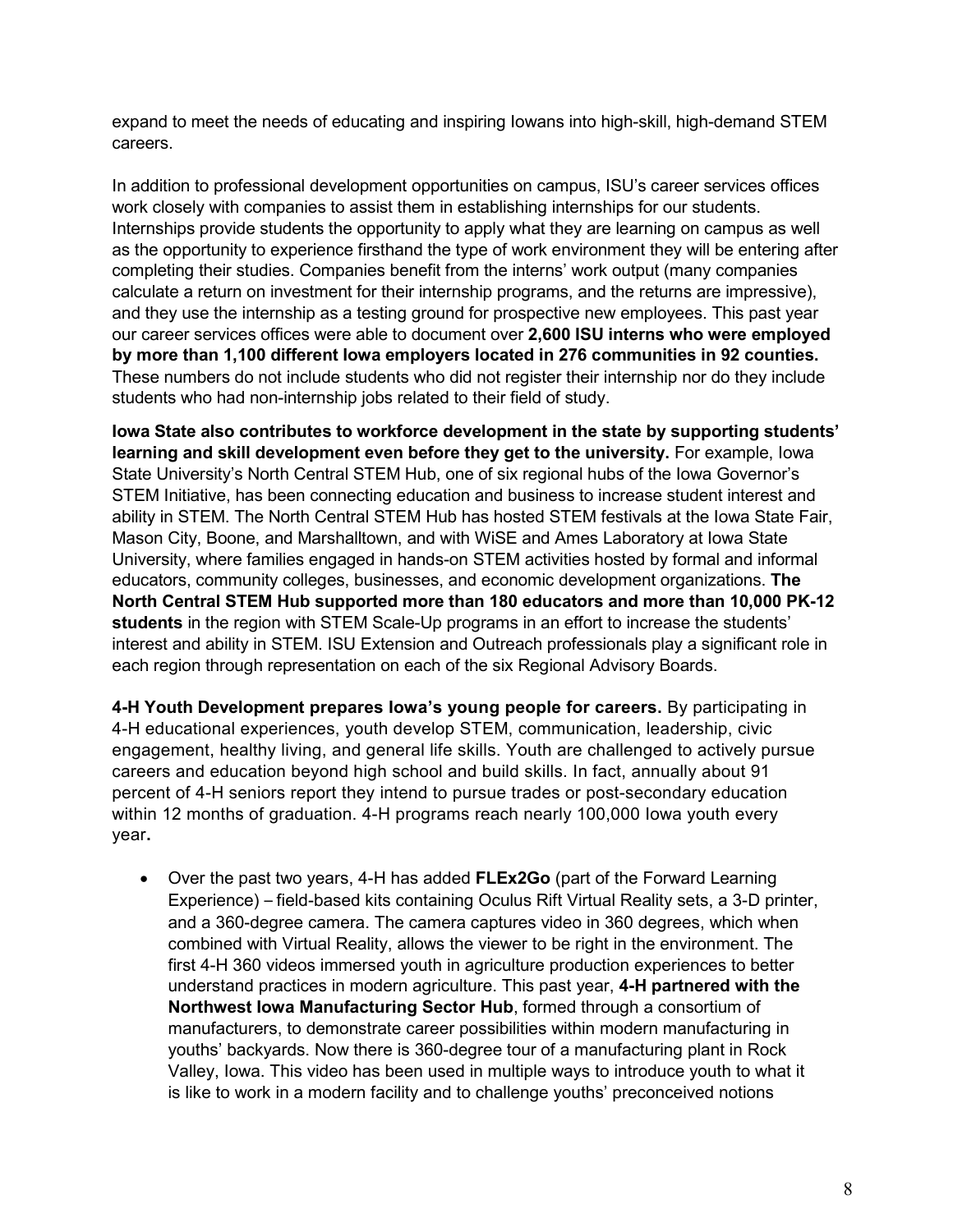expand to meet the needs of educating and inspiring Iowans into high-skill, high-demand STEM careers.

In addition to professional development opportunities on campus, ISU's career services offices work closely with companies to assist them in establishing internships for our students. Internships provide students the opportunity to apply what they are learning on campus as well as the opportunity to experience firsthand the type of work environment they will be entering after completing their studies. Companies benefit from the interns' work output (many companies calculate a return on investment for their internship programs, and the returns are impressive), and they use the internship as a testing ground for prospective new employees. This past year our career services offices were able to document over **2,600 ISU interns who were employed by more than 1,100 different Iowa employers located in 276 communities in 92 counties.** These numbers do not include students who did not register their internship nor do they include students who had non-internship jobs related to their field of study.

**Iowa State also contributes to workforce development in the state by supporting students' learning and skill development even before they get to the university.** For example, Iowa State University's North Central STEM Hub, one of six regional hubs of the Iowa Governor's STEM Initiative, has been connecting education and business to increase student interest and ability in STEM. The North Central STEM Hub has hosted STEM festivals at the Iowa State Fair, Mason City, Boone, and Marshalltown, and with WiSE and Ames Laboratory at Iowa State University, where families engaged in hands-on STEM activities hosted by formal and informal educators, community colleges, businesses, and economic development organizations. **The North Central STEM Hub supported more than 180 educators and more than 10,000 PK-12 students** in the region with STEM Scale-Up programs in an effort to increase the students' interest and ability in STEM. ISU Extension and Outreach professionals play a significant role in each region through representation on each of the six Regional Advisory Boards.

**4-H Youth Development prepares Iowa's young people for careers.** By participating in 4-H educational experiences, youth develop STEM, communication, leadership, civic engagement, healthy living, and general life skills. Youth are challenged to actively pursue careers and education beyond high school and build skills. In fact, annually about 91 percent of 4-H seniors report they intend to pursue trades or post-secondary education within 12 months of graduation. 4-H programs reach nearly 100,000 Iowa youth every year**.**

- Over the past two years, 4-H has added **FLEx2Go** (part of the Forward Learning Experience) – field-based kits containing Oculus Rift Virtual Reality sets, a 3-D printer, and a 360-degree camera. The camera captures video in 360 degrees, which when combined with Virtual Reality, allows the viewer to be right in the environment. The first 4-H 360 videos immersed youth in agriculture production experiences to better understand practices in modern agriculture. This past year, **4-H partnered with the Northwest Iowa Manufacturing Sector Hub**, formed through a consortium of manufacturers, to demonstrate career possibilities within modern manufacturing in youths' backyards. Now there is 360-degree tour of a manufacturing plant in Rock Valley, Iowa. This video has been used in multiple ways to introduce youth to what it is like to work in a modern facility and to challenge youths' preconceived notions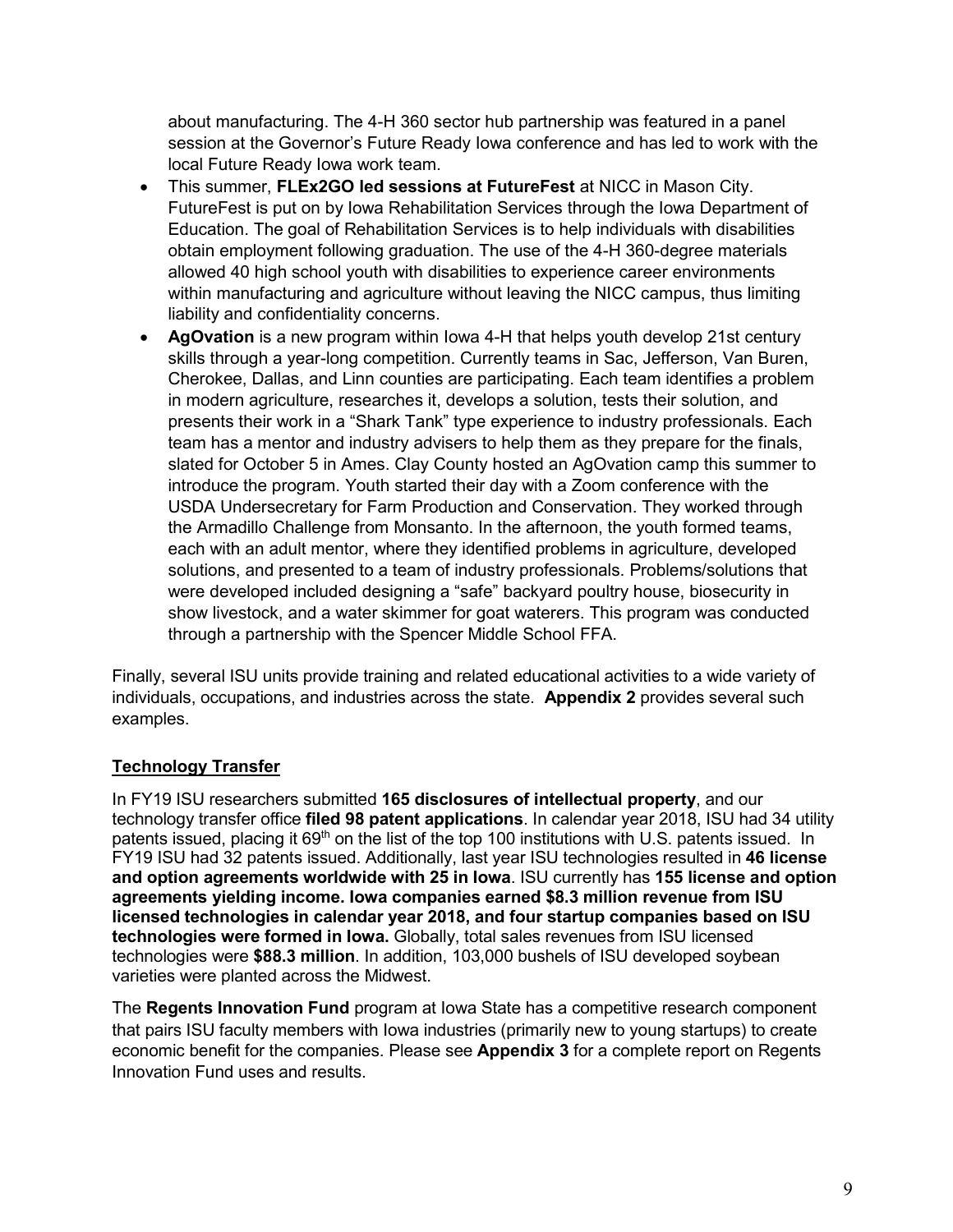about manufacturing. The 4-H 360 sector hub partnership was featured in a panel session at the Governor's Future Ready Iowa conference and has led to work with the local Future Ready Iowa work team.

- This summer, **FLEx2GO led sessions at FutureFest** at NICC in Mason City. FutureFest is put on by Iowa Rehabilitation Services through the Iowa Department of Education. The goal of Rehabilitation Services is to help individuals with disabilities obtain employment following graduation. The use of the 4-H 360-degree materials allowed 40 high school youth with disabilities to experience career environments within manufacturing and agriculture without leaving the NICC campus, thus limiting liability and confidentiality concerns.
- **AgOvation** is a new program within Iowa 4-H that helps youth develop 21st century skills through a year-long competition. Currently teams in Sac, Jefferson, Van Buren, Cherokee, Dallas, and Linn counties are participating. Each team identifies a problem in modern agriculture, researches it, develops a solution, tests their solution, and presents their work in a "Shark Tank" type experience to industry professionals. Each team has a mentor and industry advisers to help them as they prepare for the finals, slated for October 5 in Ames. Clay County hosted an AgOvation camp this summer to introduce the program. Youth started their day with a Zoom conference with the USDA Undersecretary for Farm Production and Conservation. They worked through the Armadillo Challenge from Monsanto. In the afternoon, the youth formed teams, each with an adult mentor, where they identified problems in agriculture, developed solutions, and presented to a team of industry professionals. Problems/solutions that were developed included designing a "safe" backyard poultry house, biosecurity in show livestock, and a water skimmer for goat waterers. This program was conducted through a partnership with the Spencer Middle School FFA.

Finally, several ISU units provide training and related educational activities to a wide variety of individuals, occupations, and industries across the state. **Appendix 2** provides several such examples.

## Technology Transfer

In FY19 ISU researchers submitted **165 disclosures of intellectual property**, and our technology transfer office **filed 98 patent applications**. In calendar year 2018, ISU had 34 utility patents issued, placing it 69th on the list of the top 100 institutions with U.S. patents issued. In FY19 ISU had 32 patents issued. Additionally, last year ISU technologies resulted in **46 license and option agreements worldwide with 25 in Iowa**. ISU currently has **155 license and option agreements yielding income. Iowa companies earned $8.3 million revenue from ISU licensed technologies in calendar year 2018, and four startup companies based on ISU technologies were formed in Iowa.** Globally, total sales revenues from ISU licensed technologies were **$88.3 million**. In addition, 103,000 bushels of ISU developed soybean varieties were planted across the Midwest.

The **Regents Innovation Fund** program at Iowa State has a competitive research component that pairs ISU faculty members with Iowa industries (primarily new to young startups) to create economic benefit for the companies. Please see **Appendix 3** for a complete report on Regents Innovation Fund uses and results.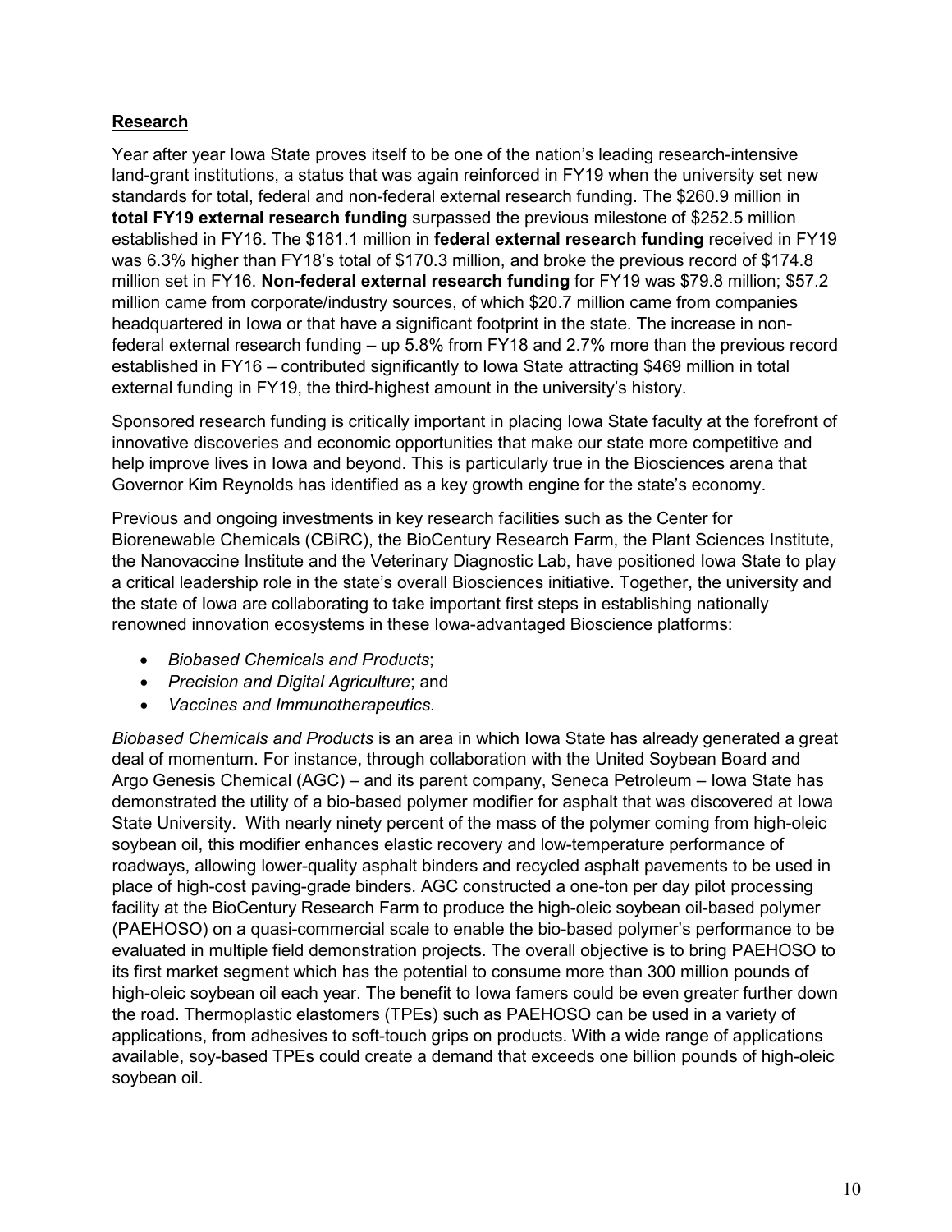**Research**

Year after year Iowa State proves itself to be one of the nation's leading research-intensive land-grant institutions, a status that was again reinforced in FY19 when the university set new standards for total, federal and non-federal external research funding. The $260.9 million in **total FY19 external research funding** surpassed the previous milestone of $252.5 million established in FY16. The $181.1 million in **federal external research funding** received in FY19 was 6.3% higher than FY18's total of $170.3 million, and broke the previous record of $174.8 million set in FY16. **Non-federal external research funding** for FY19 was $79.8 million; $57.2 million came from corporate/industry sources, of which $20.7 million came from companies headquartered in Iowa or that have a significant footprint in the state. The increase in non-federal external research funding – up 5.8% from FY18 and 2.7% more than the previous record established in FY16 – contributed significantly to Iowa State attracting $469 million in total external funding in FY19, the third-highest amount in the university's history.

Sponsored research funding is critically important in placing Iowa State faculty at the forefront of innovative discoveries and economic opportunities that make our state more competitive and help improve lives in Iowa and beyond. This is particularly true in the Biosciences arena that Governor Kim Reynolds has identified as a key growth engine for the state's economy.

Previous and ongoing investments in key research facilities such as the Center for Biorenewable Chemicals (CBiRC), the BioCentury Research Farm, the Plant Sciences Institute, the Nanovaccine Institute and the Veterinary Diagnostic Lab, have positioned Iowa State to play a critical leadership role in the state's overall Biosciences initiative. Together, the university and the state of Iowa are collaborating to take important first steps in establishing nationally renowned innovation ecosystems in these Iowa-advantaged Bioscience platforms:

- *Biobased Chemicals and Products*;
- *Precision and Digital Agriculture*; and
- *Vaccines and Immunotherapeutics.*

*Biobased Chemicals and Products* is an area in which Iowa State has already generated a great deal of momentum. For instance, through collaboration with the United Soybean Board and Argo Genesis Chemical (AGC) – and its parent company, Seneca Petroleum – Iowa State has demonstrated the utility of a bio-based polymer modifier for asphalt that was discovered at Iowa State University. With nearly ninety percent of the mass of the polymer coming from high-oleic soybean oil, this modifier enhances elastic recovery and low-temperature performance of roadways, allowing lower-quality asphalt binders and recycled asphalt pavements to be used in place of high-cost paving-grade binders. AGC constructed a one-ton per day pilot processing facility at the BioCentury Research Farm to produce the high-oleic soybean oil-based polymer (PAEHOSO) on a quasi-commercial scale to enable the bio-based polymer's performance to be evaluated in multiple field demonstration projects. The overall objective is to bring PAEHOSO to its first market segment which has the potential to consume more than 300 million pounds of high-oleic soybean oil each year. The benefit to Iowa famers could be even greater further down the road. Thermoplastic elastomers (TPEs) such as PAEHOSO can be used in a variety of applications, from adhesives to soft-touch grips on products. With a wide range of applications available, soy-based TPEs could create a demand that exceeds one billion pounds of high-oleic soybean oil.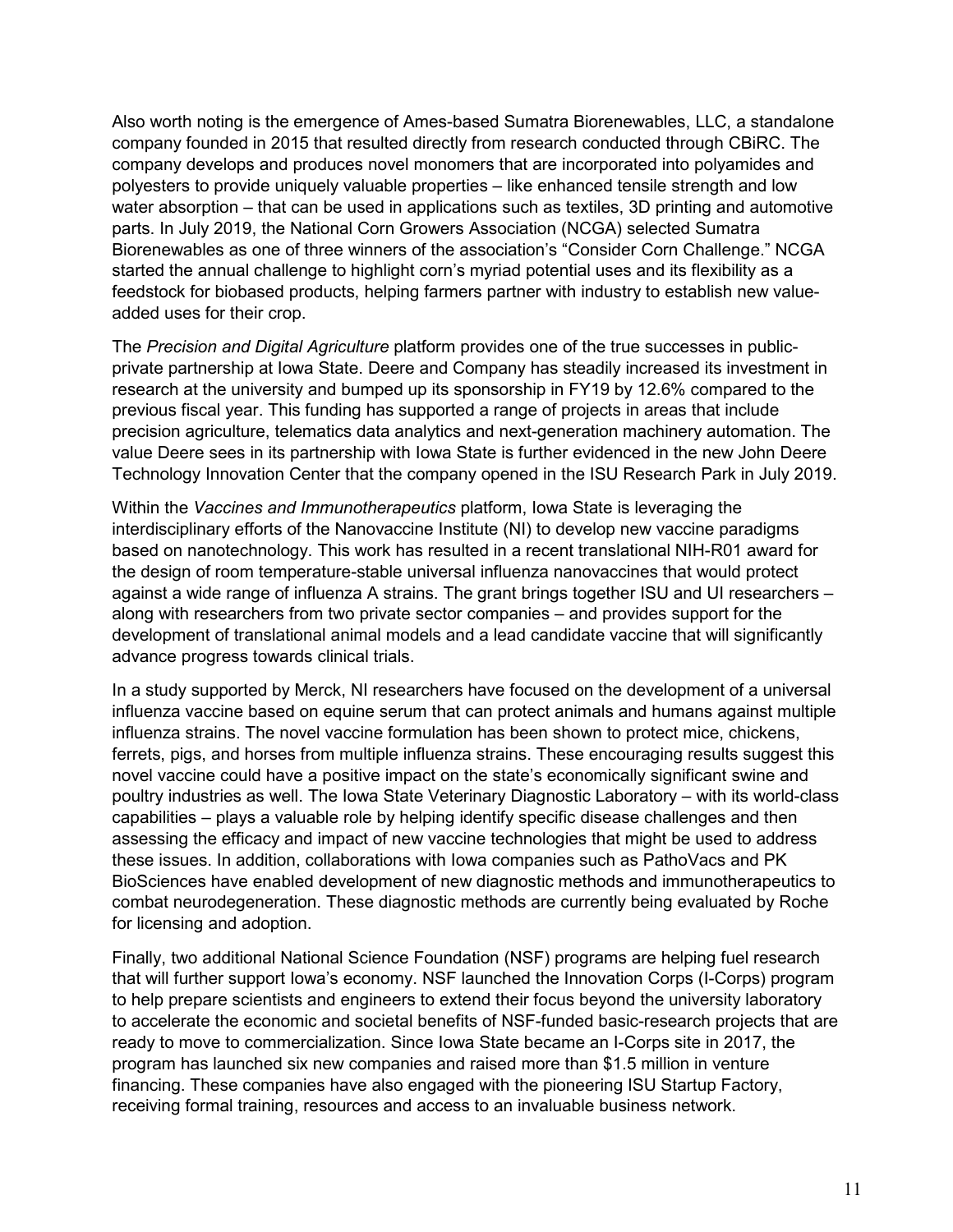Also worth noting is the emergence of Ames-based Sumatra Biorenewables, LLC, a standalone company founded in 2015 that resulted directly from research conducted through CBiRC. The company develops and produces novel monomers that are incorporated into polyamides and polyesters to provide uniquely valuable properties – like enhanced tensile strength and low water absorption – that can be used in applications such as textiles, 3D printing and automotive parts. In July 2019, the National Corn Growers Association (NCGA) selected Sumatra Biorenewables as one of three winners of the association's "Consider Corn Challenge." NCGA started the annual challenge to highlight corn's myriad potential uses and its flexibility as a feedstock for biobased products, helping farmers partner with industry to establish new value-added uses for their crop.

The *Precision and Digital Agriculture* platform provides one of the true successes in public-private partnership at Iowa State. Deere and Company has steadily increased its investment in research at the university and bumped up its sponsorship in FY19 by 12.6% compared to the previous fiscal year. This funding has supported a range of projects in areas that include precision agriculture, telematics data analytics and next-generation machinery automation. The value Deere sees in its partnership with Iowa State is further evidenced in the new John Deere Technology Innovation Center that the company opened in the ISU Research Park in July 2019.

Within the *Vaccines and Immunotherapeutics* platform, Iowa State is leveraging the interdisciplinary efforts of the Nanovaccine Institute (NI) to develop new vaccine paradigms based on nanotechnology. This work has resulted in a recent translational NIH-R01 award for the design of room temperature-stable universal influenza nanovaccines that would protect against a wide range of influenza A strains. The grant brings together ISU and UI researchers – along with researchers from two private sector companies – and provides support for the development of translational animal models and a lead candidate vaccine that will significantly advance progress towards clinical trials.

In a study supported by Merck, NI researchers have focused on the development of a universal influenza vaccine based on equine serum that can protect animals and humans against multiple influenza strains. The novel vaccine formulation has been shown to protect mice, chickens, ferrets, pigs, and horses from multiple influenza strains. These encouraging results suggest this novel vaccine could have a positive impact on the state's economically significant swine and poultry industries as well. The Iowa State Veterinary Diagnostic Laboratory – with its world-class capabilities – plays a valuable role by helping identify specific disease challenges and then assessing the efficacy and impact of new vaccine technologies that might be used to address these issues. In addition, collaborations with Iowa companies such as PathoVacs and PK BioSciences have enabled development of new diagnostic methods and immunotherapeutics to combat neurodegeneration. These diagnostic methods are currently being evaluated by Roche for licensing and adoption.

Finally, two additional National Science Foundation (NSF) programs are helping fuel research that will further support Iowa's economy. NSF launched the Innovation Corps (I-Corps) program to help prepare scientists and engineers to extend their focus beyond the university laboratory to accelerate the economic and societal benefits of NSF-funded basic-research projects that are ready to move to commercialization. Since Iowa State became an I-Corps site in 2017, the program has launched six new companies and raised more than $1.5 million in venture financing. These companies have also engaged with the pioneering ISU Startup Factory, receiving formal training, resources and access to an invaluable business network.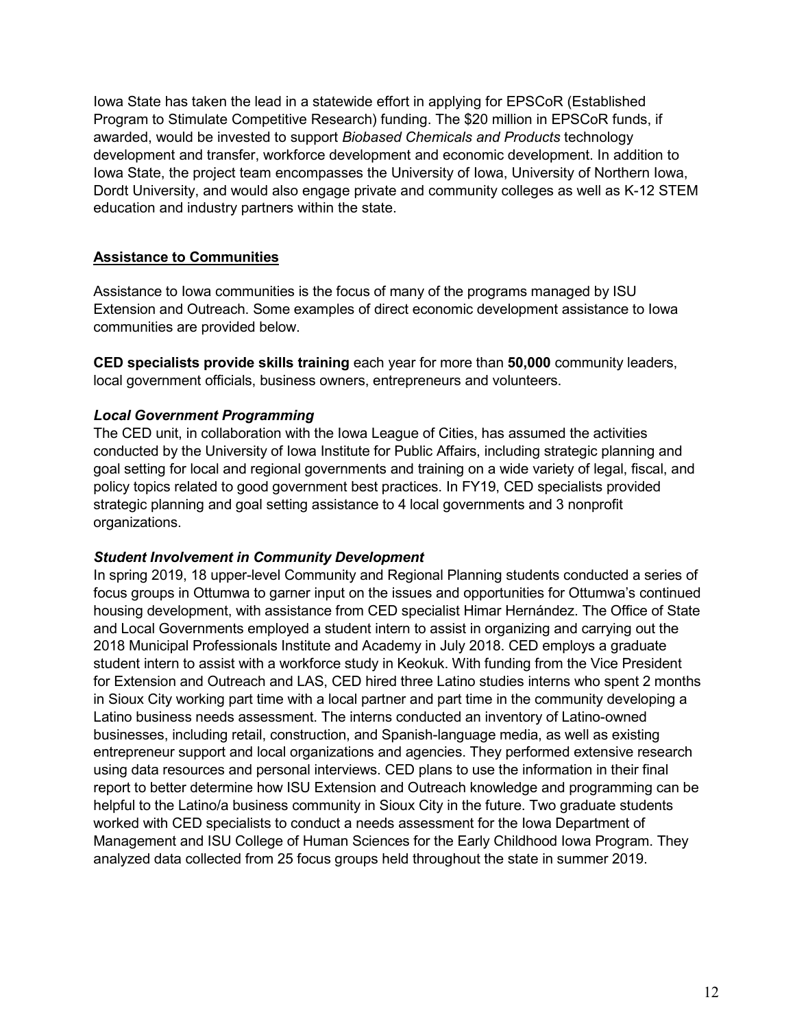Iowa State has taken the lead in a statewide effort in applying for EPSCoR (Established Program to Stimulate Competitive Research) funding. The $20 million in EPSCoR funds, if awarded, would be invested to support *Biobased Chemicals and Products* technology development and transfer, workforce development and economic development. In addition to Iowa State, the project team encompasses the University of Iowa, University of Northern Iowa, Dordt University, and would also engage private and community colleges as well as K-12 STEM education and industry partners within the state.

## <u>Assistance to Communities</u>

Assistance to Iowa communities is the focus of many of the programs managed by ISU Extension and Outreach. Some examples of direct economic development assistance to Iowa communities are provided below.

**CED specialists provide skills training** each year for more than **50,000** community leaders, local government officials, business owners, entrepreneurs and volunteers.

### *Local Government Programming*

The CED unit, in collaboration with the Iowa League of Cities, has assumed the activities conducted by the University of Iowa Institute for Public Affairs, including strategic planning and goal setting for local and regional governments and training on a wide variety of legal, fiscal, and policy topics related to good government best practices. In FY19, CED specialists provided strategic planning and goal setting assistance to 4 local governments and 3 nonprofit organizations.

### *Student Involvement in Community Development*

In spring 2019, 18 upper-level Community and Regional Planning students conducted a series of focus groups in Ottumwa to garner input on the issues and opportunities for Ottumwa's continued housing development, with assistance from CED specialist Himar Hernández. The Office of State and Local Governments employed a student intern to assist in organizing and carrying out the 2018 Municipal Professionals Institute and Academy in July 2018. CED employs a graduate student intern to assist with a workforce study in Keokuk. With funding from the Vice President for Extension and Outreach and LAS, CED hired three Latino studies interns who spent 2 months in Sioux City working part time with a local partner and part time in the community developing a Latino business needs assessment. The interns conducted an inventory of Latino-owned businesses, including retail, construction, and Spanish-language media, as well as existing entrepreneur support and local organizations and agencies. They performed extensive research using data resources and personal interviews. CED plans to use the information in their final report to better determine how ISU Extension and Outreach knowledge and programming can be helpful to the Latino/a business community in Sioux City in the future. Two graduate students worked with CED specialists to conduct a needs assessment for the Iowa Department of Management and ISU College of Human Sciences for the Early Childhood Iowa Program. They analyzed data collected from 25 focus groups held throughout the state in summer 2019.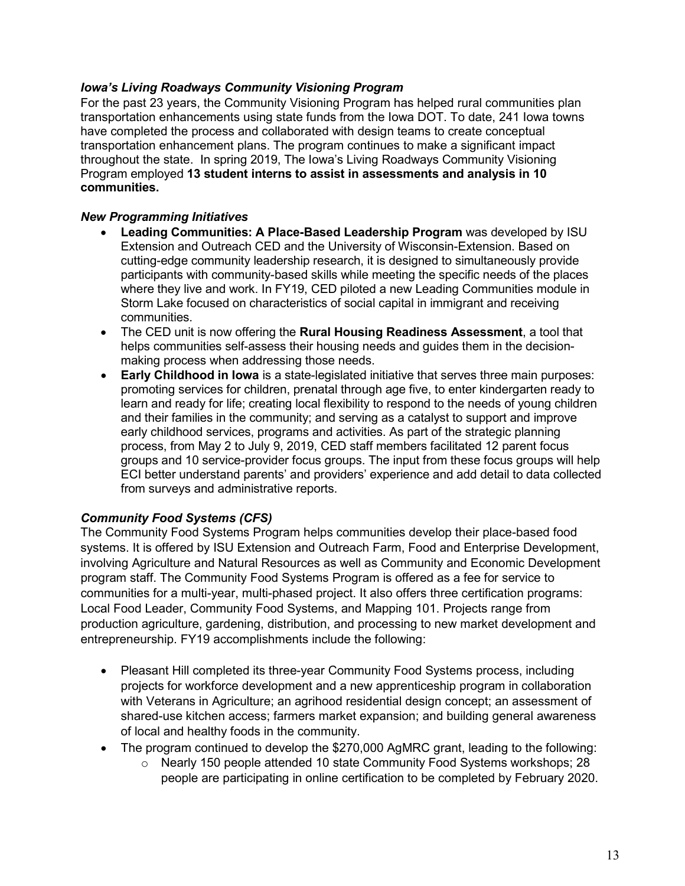### *Iowa's Living Roadways Community Visioning Program*

For the past 23 years, the Community Visioning Program has helped rural communities plan transportation enhancements using state funds from the Iowa DOT. To date, 241 Iowa towns have completed the process and collaborated with design teams to create conceptual transportation enhancement plans. The program continues to make a significant impact throughout the state. In spring 2019, The Iowa's Living Roadways Community Visioning Program employed **13 student interns to assist in assessments and analysis in 10 communities.**

### *New Programming Initiatives*

- **Leading Communities: A Place-Based Leadership Program** was developed by ISU Extension and Outreach CED and the University of Wisconsin-Extension. Based on cutting-edge community leadership research, it is designed to simultaneously provide participants with community-based skills while meeting the specific needs of the places where they live and work. In FY19, CED piloted a new Leading Communities module in Storm Lake focused on characteristics of social capital in immigrant and receiving communities.
- The CED unit is now offering the **Rural Housing Readiness Assessment**, a tool that helps communities self-assess their housing needs and guides them in the decision-making process when addressing those needs.
- **Early Childhood in Iowa** is a state-legislated initiative that serves three main purposes: promoting services for children, prenatal through age five, to enter kindergarten ready to learn and ready for life; creating local flexibility to respond to the needs of young children and their families in the community; and serving as a catalyst to support and improve early childhood services, programs and activities. As part of the strategic planning process, from May 2 to July 9, 2019, CED staff members facilitated 12 parent focus groups and 10 service-provider focus groups. The input from these focus groups will help ECI better understand parents' and providers' experience and add detail to data collected from surveys and administrative reports.

### *Community Food Systems (CFS)*

The Community Food Systems Program helps communities develop their place-based food systems. It is offered by ISU Extension and Outreach Farm, Food and Enterprise Development, involving Agriculture and Natural Resources as well as Community and Economic Development program staff. The Community Food Systems Program is offered as a fee for service to communities for a multi-year, multi-phased project. It also offers three certification programs: Local Food Leader, Community Food Systems, and Mapping 101. Projects range from production agriculture, gardening, distribution, and processing to new market development and entrepreneurship. FY19 accomplishments include the following:

- Pleasant Hill completed its three-year Community Food Systems process, including projects for workforce development and a new apprenticeship program in collaboration with Veterans in Agriculture; an agrihood residential design concept; an assessment of shared-use kitchen access; farmers market expansion; and building general awareness of local and healthy foods in the community.
- The program continued to develop the $270,000 AgMRC grant, leading to the following:
  - Nearly 150 people attended 10 state Community Food Systems workshops; 28 people are participating in online certification to be completed by February 2020.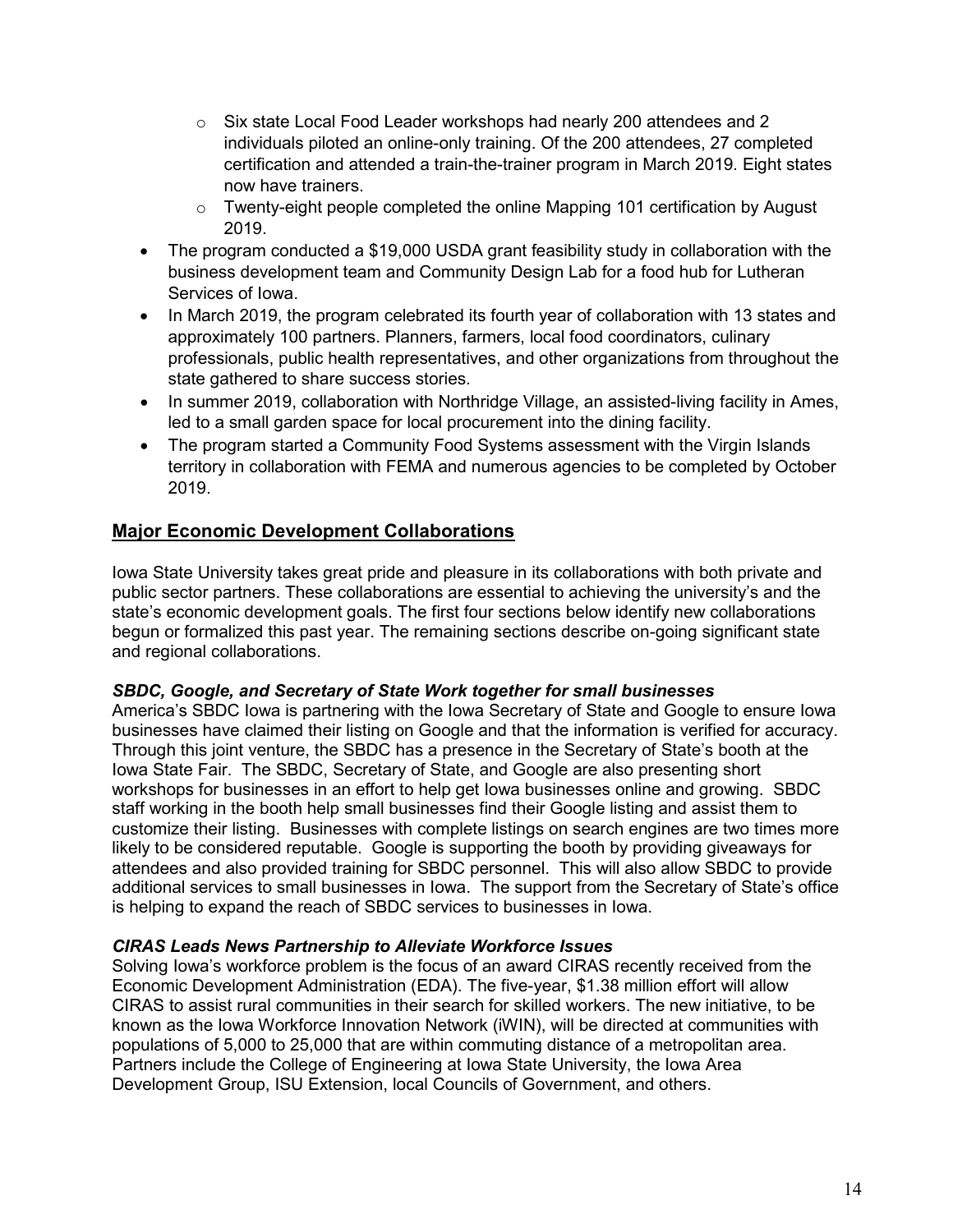- Six state Local Food Leader workshops had nearly 200 attendees and 2 individuals piloted an online-only training. Of the 200 attendees, 27 completed certification and attended a train-the-trainer program in March 2019. Eight states now have trainers.
    - Twenty-eight people completed the online Mapping 101 certification by August 2019.
- The program conducted a $19,000 USDA grant feasibility study in collaboration with the business development team and Community Design Lab for a food hub for Lutheran Services of Iowa.
- In March 2019, the program celebrated its fourth year of collaboration with 13 states and approximately 100 partners. Planners, farmers, local food coordinators, culinary professionals, public health representatives, and other organizations from throughout the state gathered to share success stories.
- In summer 2019, collaboration with Northridge Village, an assisted-living facility in Ames, led to a small garden space for local procurement into the dining facility.
- The program started a Community Food Systems assessment with the Virgin Islands territory in collaboration with FEMA and numerous agencies to be completed by October 2019.

## Major Economic Development Collaborations

Iowa State University takes great pride and pleasure in its collaborations with both private and public sector partners. These collaborations are essential to achieving the university's and the state's economic development goals. The first four sections below identify new collaborations begun or formalized this past year. The remaining sections describe on-going significant state and regional collaborations.

### *SBDC, Google, and Secretary of State Work together for small businesses*

America's SBDC Iowa is partnering with the Iowa Secretary of State and Google to ensure Iowa businesses have claimed their listing on Google and that the information is verified for accuracy. Through this joint venture, the SBDC has a presence in the Secretary of State's booth at the Iowa State Fair. The SBDC, Secretary of State, and Google are also presenting short workshops for businesses in an effort to help get Iowa businesses online and growing. SBDC staff working in the booth help small businesses find their Google listing and assist them to customize their listing. Businesses with complete listings on search engines are two times more likely to be considered reputable. Google is supporting the booth by providing giveaways for attendees and also provided training for SBDC personnel. This will also allow SBDC to provide additional services to small businesses in Iowa. The support from the Secretary of State's office is helping to expand the reach of SBDC services to businesses in Iowa.

### *CIRAS Leads News Partnership to Alleviate Workforce Issues*

Solving Iowa's workforce problem is the focus of an award CIRAS recently received from the Economic Development Administration (EDA). The five-year, $1.38 million effort will allow CIRAS to assist rural communities in their search for skilled workers. The new initiative, to be known as the Iowa Workforce Innovation Network (iWIN), will be directed at communities with populations of 5,000 to 25,000 that are within commuting distance of a metropolitan area. Partners include the College of Engineering at Iowa State University, the Iowa Area Development Group, ISU Extension, local Councils of Government, and others.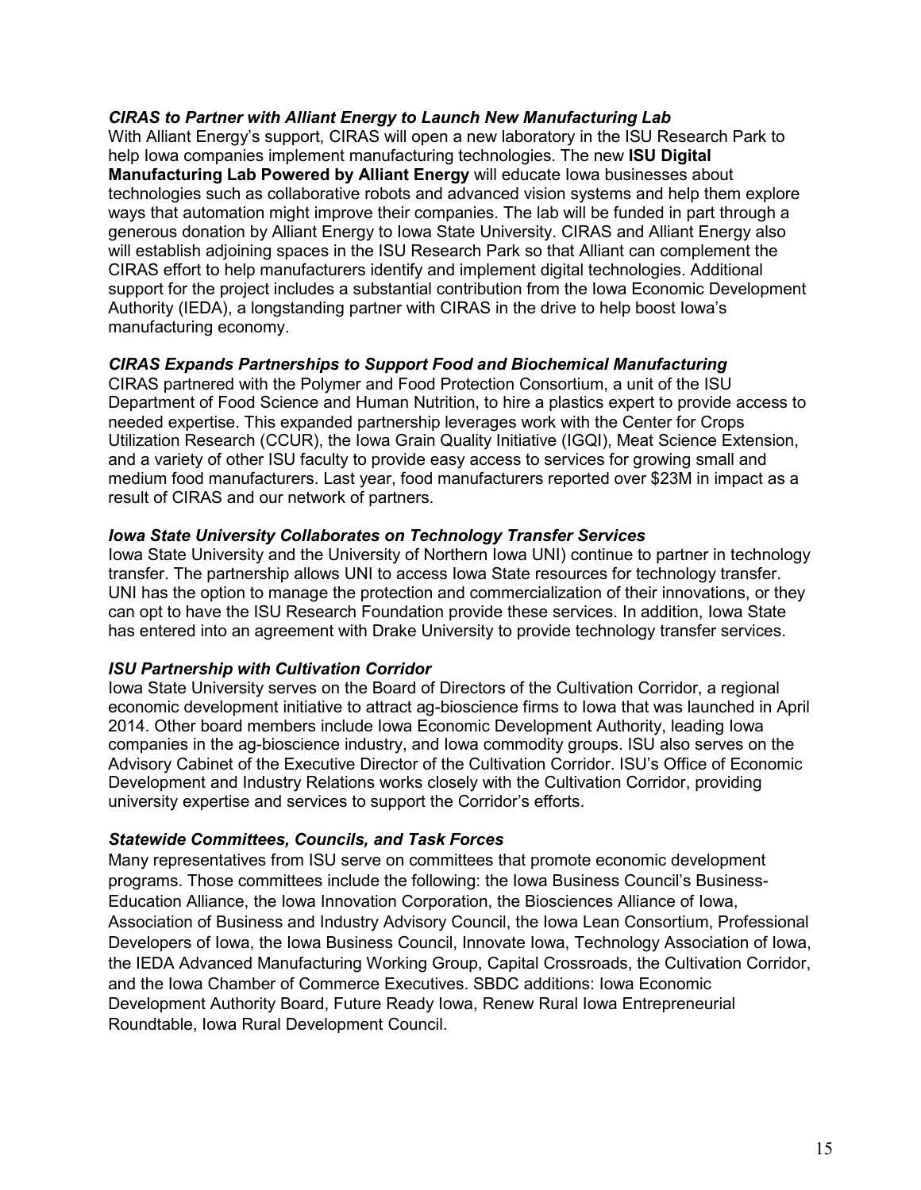***CIRAS to Partner with Alliant Energy to Launch New Manufacturing Lab***

With Alliant Energy's support, CIRAS will open a new laboratory in the ISU Research Park to help Iowa companies implement manufacturing technologies. The new **ISU Digital Manufacturing Lab Powered by Alliant Energy** will educate Iowa businesses about technologies such as collaborative robots and advanced vision systems and help them explore ways that automation might improve their companies. The lab will be funded in part through a generous donation by Alliant Energy to Iowa State University. CIRAS and Alliant Energy also will establish adjoining spaces in the ISU Research Park so that Alliant can complement the CIRAS effort to help manufacturers identify and implement digital technologies. Additional support for the project includes a substantial contribution from the Iowa Economic Development Authority (IEDA), a longstanding partner with CIRAS in the drive to help boost Iowa's manufacturing economy.

***CIRAS Expands Partnerships to Support Food and Biochemical Manufacturing***

CIRAS partnered with the Polymer and Food Protection Consortium, a unit of the ISU Department of Food Science and Human Nutrition, to hire a plastics expert to provide access to needed expertise. This expanded partnership leverages work with the Center for Crops Utilization Research (CCUR), the Iowa Grain Quality Initiative (IGQI), Meat Science Extension, and a variety of other ISU faculty to provide easy access to services for growing small and medium food manufacturers. Last year, food manufacturers reported over $23M in impact as a result of CIRAS and our network of partners.

***Iowa State University Collaborates on Technology Transfer Services***

Iowa State University and the University of Northern Iowa UNI) continue to partner in technology transfer. The partnership allows UNI to access Iowa State resources for technology transfer. UNI has the option to manage the protection and commercialization of their innovations, or they can opt to have the ISU Research Foundation provide these services. In addition, Iowa State has entered into an agreement with Drake University to provide technology transfer services.

***ISU Partnership with Cultivation Corridor***

Iowa State University serves on the Board of Directors of the Cultivation Corridor, a regional economic development initiative to attract ag-bioscience firms to Iowa that was launched in April 2014. Other board members include Iowa Economic Development Authority, leading Iowa companies in the ag-bioscience industry, and Iowa commodity groups. ISU also serves on the Advisory Cabinet of the Executive Director of the Cultivation Corridor. ISU's Office of Economic Development and Industry Relations works closely with the Cultivation Corridor, providing university expertise and services to support the Corridor's efforts.

***Statewide Committees, Councils, and Task Forces***

Many representatives from ISU serve on committees that promote economic development programs. Those committees include the following: the Iowa Business Council's Business-Education Alliance, the Iowa Innovation Corporation, the Biosciences Alliance of Iowa, Association of Business and Industry Advisory Council, the Iowa Lean Consortium, Professional Developers of Iowa, the Iowa Business Council, Innovate Iowa, Technology Association of Iowa, the IEDA Advanced Manufacturing Working Group, Capital Crossroads, the Cultivation Corridor, and the Iowa Chamber of Commerce Executives. SBDC additions: Iowa Economic Development Authority Board, Future Ready Iowa, Renew Rural Iowa Entrepreneurial Roundtable, Iowa Rural Development Council.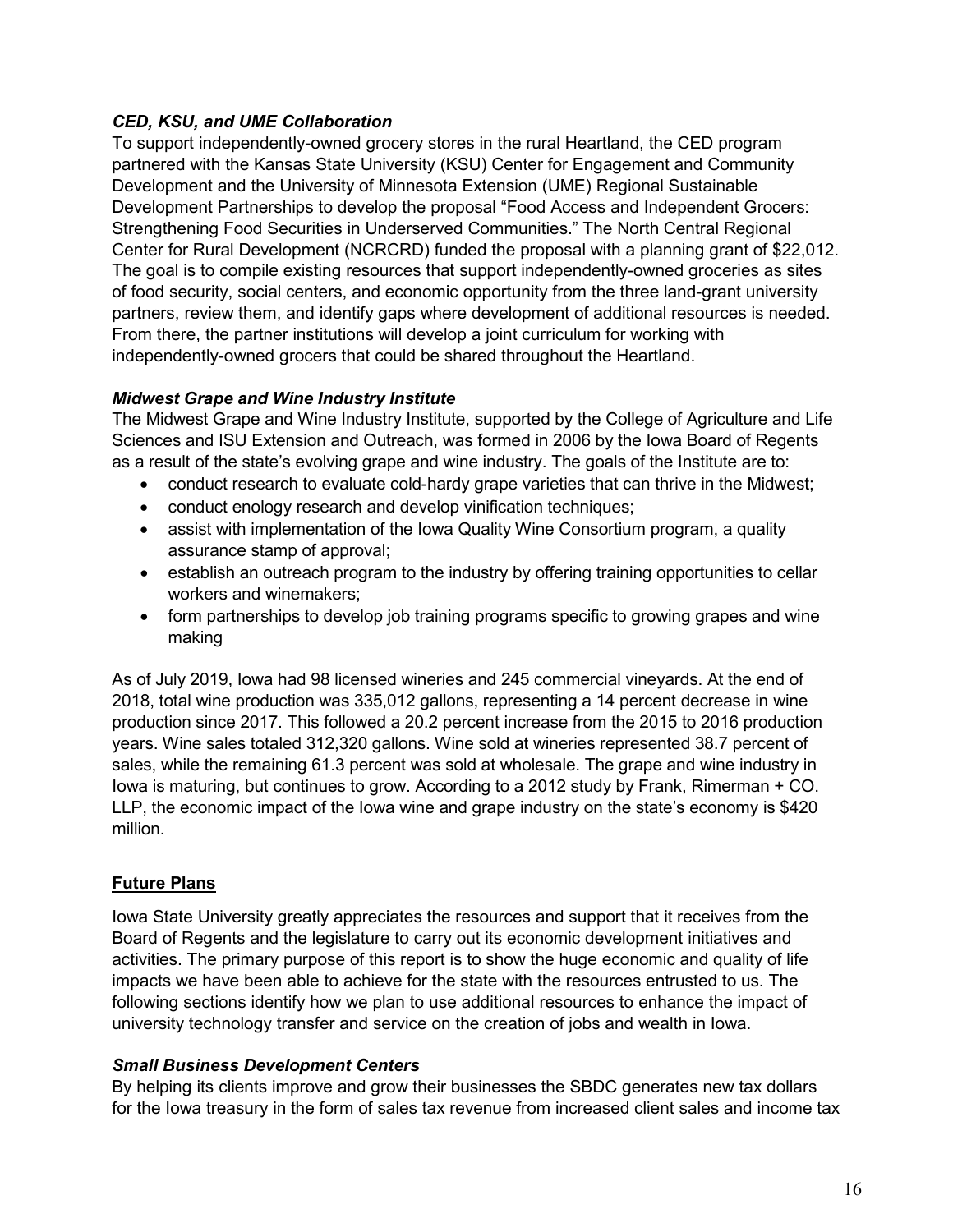### *CED, KSU, and UME Collaboration*

To support independently-owned grocery stores in the rural Heartland, the CED program partnered with the Kansas State University (KSU) Center for Engagement and Community Development and the University of Minnesota Extension (UME) Regional Sustainable Development Partnerships to develop the proposal “Food Access and Independent Grocers: Strengthening Food Securities in Underserved Communities.” The North Central Regional Center for Rural Development (NCRCRD) funded the proposal with a planning grant of $22,012. The goal is to compile existing resources that support independently-owned groceries as sites of food security, social centers, and economic opportunity from the three land-grant university partners, review them, and identify gaps where development of additional resources is needed. From there, the partner institutions will develop a joint curriculum for working with independently-owned grocers that could be shared throughout the Heartland.

### *Midwest Grape and Wine Industry Institute*

The Midwest Grape and Wine Industry Institute, supported by the College of Agriculture and Life Sciences and ISU Extension and Outreach, was formed in 2006 by the Iowa Board of Regents as a result of the state’s evolving grape and wine industry. The goals of the Institute are to:

- conduct research to evaluate cold-hardy grape varieties that can thrive in the Midwest;
- conduct enology research and develop vinification techniques;
- assist with implementation of the Iowa Quality Wine Consortium program, a quality assurance stamp of approval;
- establish an outreach program to the industry by offering training opportunities to cellar workers and winemakers;
- form partnerships to develop job training programs specific to growing grapes and wine making

As of July 2019, Iowa had 98 licensed wineries and 245 commercial vineyards. At the end of 2018, total wine production was 335,012 gallons, representing a 14 percent decrease in wine production since 2017. This followed a 20.2 percent increase from the 2015 to 2016 production years. Wine sales totaled 312,320 gallons. Wine sold at wineries represented 38.7 percent of sales, while the remaining 61.3 percent was sold at wholesale. The grape and wine industry in Iowa is maturing, but continues to grow. According to a 2012 study by Frank, Rimerman + CO. LLP, the economic impact of the Iowa wine and grape industry on the state’s economy is $420 million.

## Future Plans

Iowa State University greatly appreciates the resources and support that it receives from the Board of Regents and the legislature to carry out its economic development initiatives and activities. The primary purpose of this report is to show the huge economic and quality of life impacts we have been able to achieve for the state with the resources entrusted to us. The following sections identify how we plan to use additional resources to enhance the impact of university technology transfer and service on the creation of jobs and wealth in Iowa.

### *Small Business Development Centers*

By helping its clients improve and grow their businesses the SBDC generates new tax dollars for the Iowa treasury in the form of sales tax revenue from increased client sales and income tax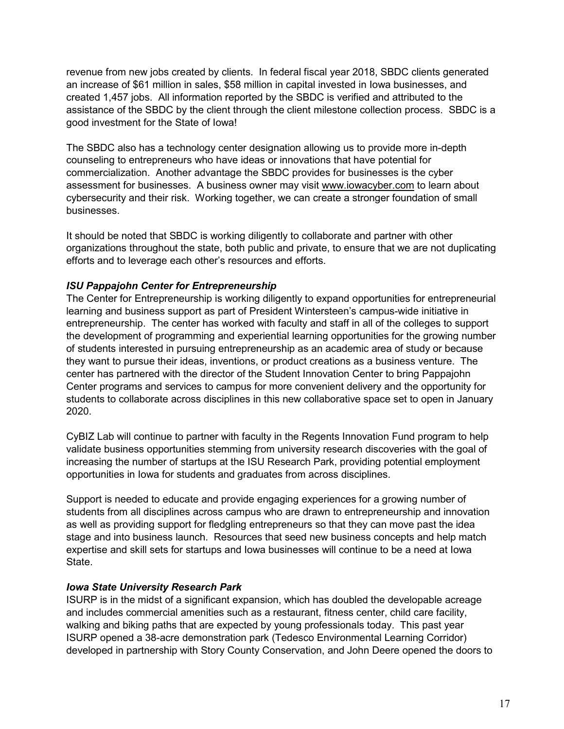revenue from new jobs created by clients. In federal fiscal year 2018, SBDC clients generated an increase of $61 million in sales, $58 million in capital invested in Iowa businesses, and created 1,457 jobs. All information reported by the SBDC is verified and attributed to the assistance of the SBDC by the client through the client milestone collection process. SBDC is a good investment for the State of Iowa!

The SBDC also has a technology center designation allowing us to provide more in-depth counseling to entrepreneurs who have ideas or innovations that have potential for commercialization. Another advantage the SBDC provides for businesses is the cyber assessment for businesses. A business owner may visit www.iowacyber.com to learn about cybersecurity and their risk. Working together, we can create a stronger foundation of small businesses.

It should be noted that SBDC is working diligently to collaborate and partner with other organizations throughout the state, both public and private, to ensure that we are not duplicating efforts and to leverage each other's resources and efforts.

***ISU Pappajohn Center for Entrepreneurship***

The Center for Entrepreneurship is working diligently to expand opportunities for entrepreneurial learning and business support as part of President Wintersteen's campus-wide initiative in entrepreneurship. The center has worked with faculty and staff in all of the colleges to support the development of programming and experiential learning opportunities for the growing number of students interested in pursuing entrepreneurship as an academic area of study or because they want to pursue their ideas, inventions, or product creations as a business venture. The center has partnered with the director of the Student Innovation Center to bring Pappajohn Center programs and services to campus for more convenient delivery and the opportunity for students to collaborate across disciplines in this new collaborative space set to open in January 2020.

CyBIZ Lab will continue to partner with faculty in the Regents Innovation Fund program to help validate business opportunities stemming from university research discoveries with the goal of increasing the number of startups at the ISU Research Park, providing potential employment opportunities in Iowa for students and graduates from across disciplines.

Support is needed to educate and provide engaging experiences for a growing number of students from all disciplines across campus who are drawn to entrepreneurship and innovation as well as providing support for fledgling entrepreneurs so that they can move past the idea stage and into business launch. Resources that seed new business concepts and help match expertise and skill sets for startups and Iowa businesses will continue to be a need at Iowa State.

***Iowa State University Research Park***

ISURP is in the midst of a significant expansion, which has doubled the developable acreage and includes commercial amenities such as a restaurant, fitness center, child care facility, walking and biking paths that are expected by young professionals today. This past year ISURP opened a 38-acre demonstration park (Tedesco Environmental Learning Corridor) developed in partnership with Story County Conservation, and John Deere opened the doors to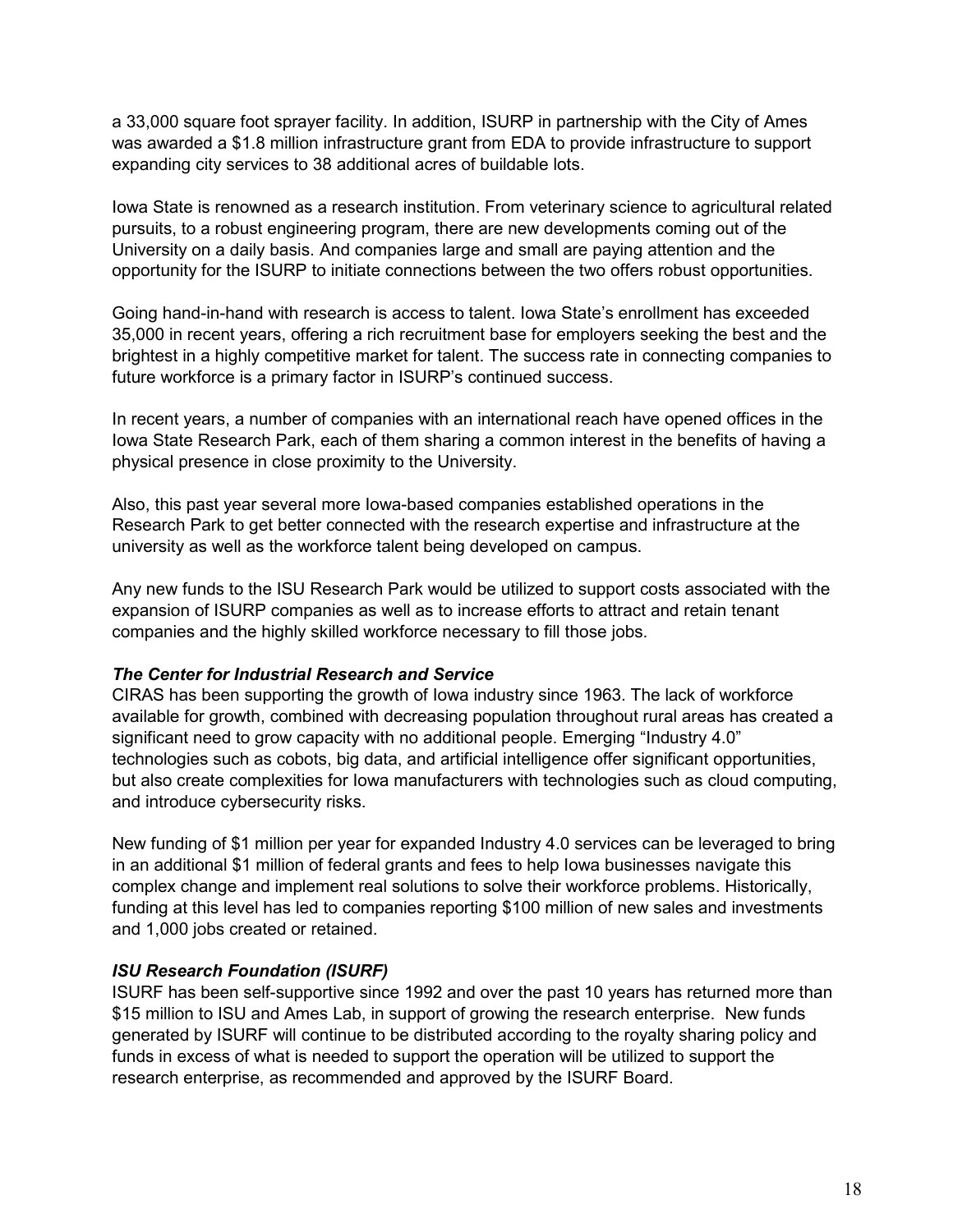a 33,000 square foot sprayer facility. In addition, ISURP in partnership with the City of Ames was awarded a $1.8 million infrastructure grant from EDA to provide infrastructure to support expanding city services to 38 additional acres of buildable lots.

Iowa State is renowned as a research institution. From veterinary science to agricultural related pursuits, to a robust engineering program, there are new developments coming out of the University on a daily basis. And companies large and small are paying attention and the opportunity for the ISURP to initiate connections between the two offers robust opportunities.

Going hand-in-hand with research is access to talent. Iowa State's enrollment has exceeded 35,000 in recent years, offering a rich recruitment base for employers seeking the best and the brightest in a highly competitive market for talent. The success rate in connecting companies to future workforce is a primary factor in ISURP's continued success.

In recent years, a number of companies with an international reach have opened offices in the Iowa State Research Park, each of them sharing a common interest in the benefits of having a physical presence in close proximity to the University.

Also, this past year several more Iowa-based companies established operations in the Research Park to get better connected with the research expertise and infrastructure at the university as well as the workforce talent being developed on campus.

Any new funds to the ISU Research Park would be utilized to support costs associated with the expansion of ISURP companies as well as to increase efforts to attract and retain tenant companies and the highly skilled workforce necessary to fill those jobs.

***The Center for Industrial Research and Service***

CIRAS has been supporting the growth of Iowa industry since 1963. The lack of workforce available for growth, combined with decreasing population throughout rural areas has created a significant need to grow capacity with no additional people. Emerging "Industry 4.0" technologies such as cobots, big data, and artificial intelligence offer significant opportunities, but also create complexities for Iowa manufacturers with technologies such as cloud computing, and introduce cybersecurity risks.

New funding of $1 million per year for expanded Industry 4.0 services can be leveraged to bring in an additional $1 million of federal grants and fees to help Iowa businesses navigate this complex change and implement real solutions to solve their workforce problems. Historically, funding at this level has led to companies reporting $100 million of new sales and investments and 1,000 jobs created or retained.

***ISU Research Foundation (ISURF)***

ISURF has been self-supportive since 1992 and over the past 10 years has returned more than $15 million to ISU and Ames Lab, in support of growing the research enterprise. New funds generated by ISURF will continue to be distributed according to the royalty sharing policy and funds in excess of what is needed to support the operation will be utilized to support the research enterprise, as recommended and approved by the ISURF Board.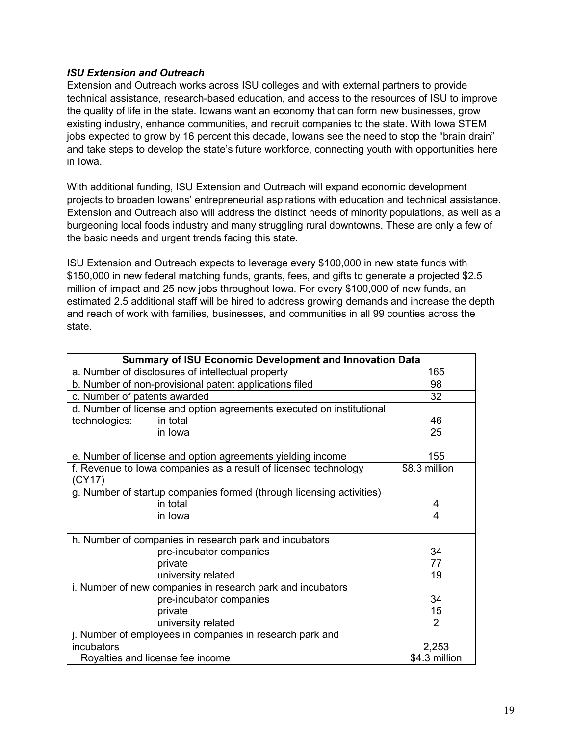***ISU Extension and Outreach***

Extension and Outreach works across ISU colleges and with external partners to provide technical assistance, research-based education, and access to the resources of ISU to improve the quality of life in the state. Iowans want an economy that can form new businesses, grow existing industry, enhance communities, and recruit companies to the state. With Iowa STEM jobs expected to grow by 16 percent this decade, Iowans see the need to stop the "brain drain" and take steps to develop the state's future workforce, connecting youth with opportunities here in Iowa.

With additional funding, ISU Extension and Outreach will expand economic development projects to broaden Iowans' entrepreneurial aspirations with education and technical assistance. Extension and Outreach also will address the distinct needs of minority populations, as well as a burgeoning local foods industry and many struggling rural downtowns. These are only a few of the basic needs and urgent trends facing this state.

ISU Extension and Outreach expects to leverage every $100,000 in new state funds with $150,000 in new federal matching funds, grants, fees, and gifts to generate a projected $2.5 million of impact and 25 new jobs throughout Iowa. For every $100,000 of new funds, an estimated 2.5 additional staff will be hired to address growing demands and increase the depth and reach of work with families, businesses, and communities in all 99 counties across the state.

| **Summary of ISU Economic Development and Innovation Data** | |
|---|---|
| a. Number of disclosures of intellectual property | 165 |
| b. Number of non-provisional patent applications filed | 98 |
| c. Number of patents awarded | 32 |
| d. Number of license and option agreements executed on institutional technologies: in total | 46 |
| in Iowa | 25 |
| e. Number of license and option agreements yielding income | 155 |
| f. Revenue to Iowa companies as a result of licensed technology (CY17) | $8.3 million |
| g. Number of startup companies formed (through licensing activities) in total | 4 |
| in Iowa | 4 |
| h. Number of companies in research park and incubators | |
| pre-incubator companies | 34 |
| private | 77 |
| university related | 19 |
| i. Number of new companies in research park and incubators | |
| pre-incubator companies | 34 |
| private | 15 |
| university related | 2 |
| j. Number of employees in companies in research park and incubators | 2,253 |
| Royalties and license fee income | $4.3 million |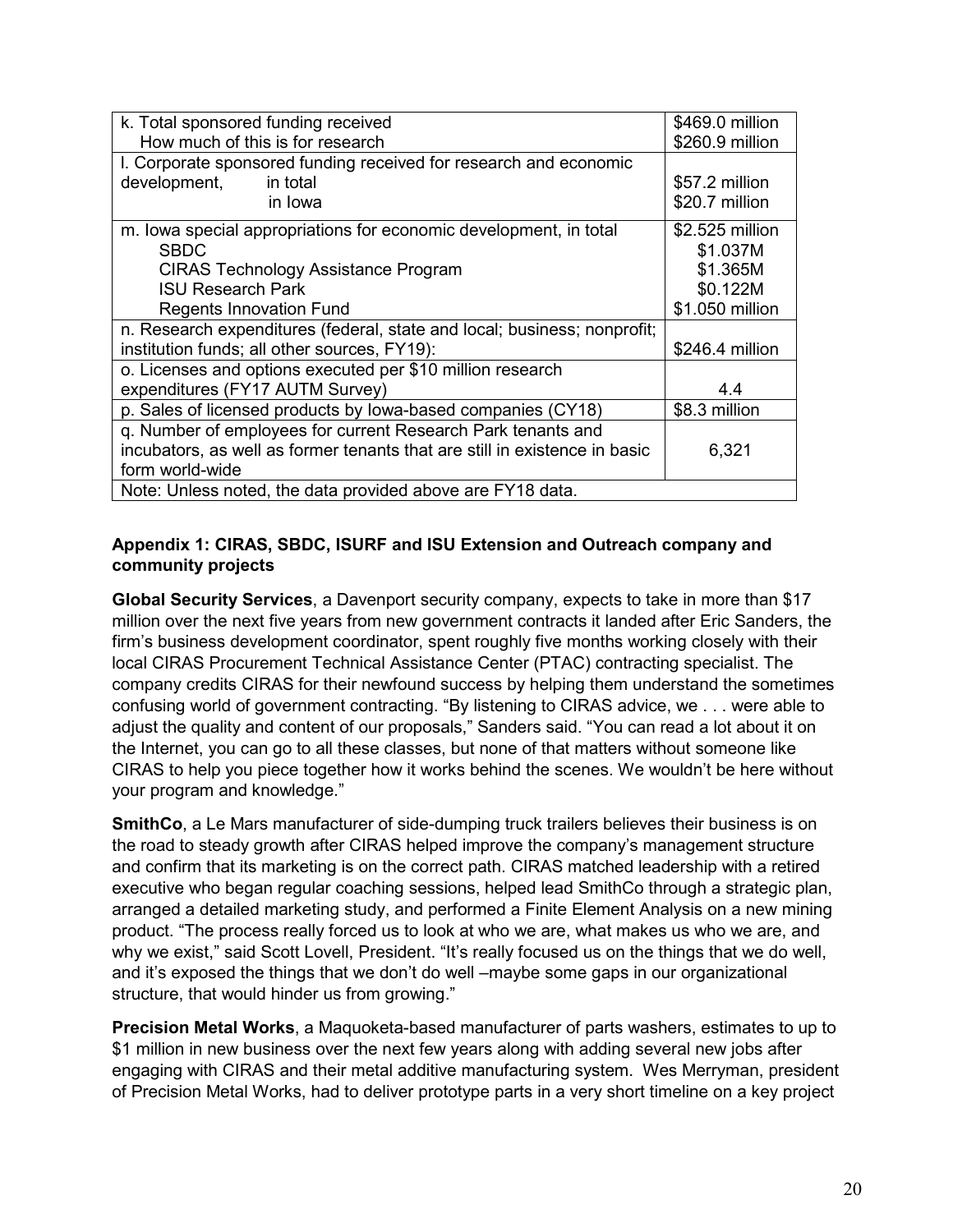| | |
|---|---|
| k. Total sponsored funding received<br>How much of this is for research | \$469.0 million<br>\$260.9 million |
| l. Corporate sponsored funding received for research and economic development, in total<br>in Iowa | \$57.2 million<br>\$20.7 million |
| m. Iowa special appropriations for economic development, in total<br>SBDC<br>CIRAS Technology Assistance Program<br>ISU Research Park<br>Regents Innovation Fund | \$2.525 million<br>\$1.037M<br>\$1.365M<br>\$0.122M<br>\$1.050 million |
| n. Research expenditures (federal, state and local; business; nonprofit; institution funds; all other sources, FY19): | \$246.4 million |
| o. Licenses and options executed per \$10 million research expenditures (FY17 AUTM Survey) | 4.4 |
| p. Sales of licensed products by Iowa-based companies (CY18) | \$8.3 million |
| q. Number of employees for current Research Park tenants and incubators, as well as former tenants that are still in existence in basic form world-wide | 6,321 |
| Note: Unless noted, the data provided above are FY18 data. | |

**Appendix 1: CIRAS, SBDC, ISURF and ISU Extension and Outreach company and community projects**

**Global Security Services**, a Davenport security company, expects to take in more than \$17 million over the next five years from new government contracts it landed after Eric Sanders, the firm's business development coordinator, spent roughly five months working closely with their local CIRAS Procurement Technical Assistance Center (PTAC) contracting specialist. The company credits CIRAS for their newfound success by helping them understand the sometimes confusing world of government contracting. "By listening to CIRAS advice, we . . . were able to adjust the quality and content of our proposals," Sanders said. "You can read a lot about it on the Internet, you can go to all these classes, but none of that matters without someone like CIRAS to help you piece together how it works behind the scenes. We wouldn't be here without your program and knowledge."

**SmithCo**, a Le Mars manufacturer of side-dumping truck trailers believes their business is on the road to steady growth after CIRAS helped improve the company's management structure and confirm that its marketing is on the correct path. CIRAS matched leadership with a retired executive who began regular coaching sessions, helped lead SmithCo through a strategic plan, arranged a detailed marketing study, and performed a Finite Element Analysis on a new mining product. "The process really forced us to look at who we are, what makes us who we are, and why we exist," said Scott Lovell, President. "It's really focused us on the things that we do well, and it's exposed the things that we don't do well –maybe some gaps in our organizational structure, that would hinder us from growing."

**Precision Metal Works**, a Maquoketa-based manufacturer of parts washers, estimates to up to \$1 million in new business over the next few years along with adding several new jobs after engaging with CIRAS and their metal additive manufacturing system. Wes Merryman, president of Precision Metal Works, had to deliver prototype parts in a very short timeline on a key project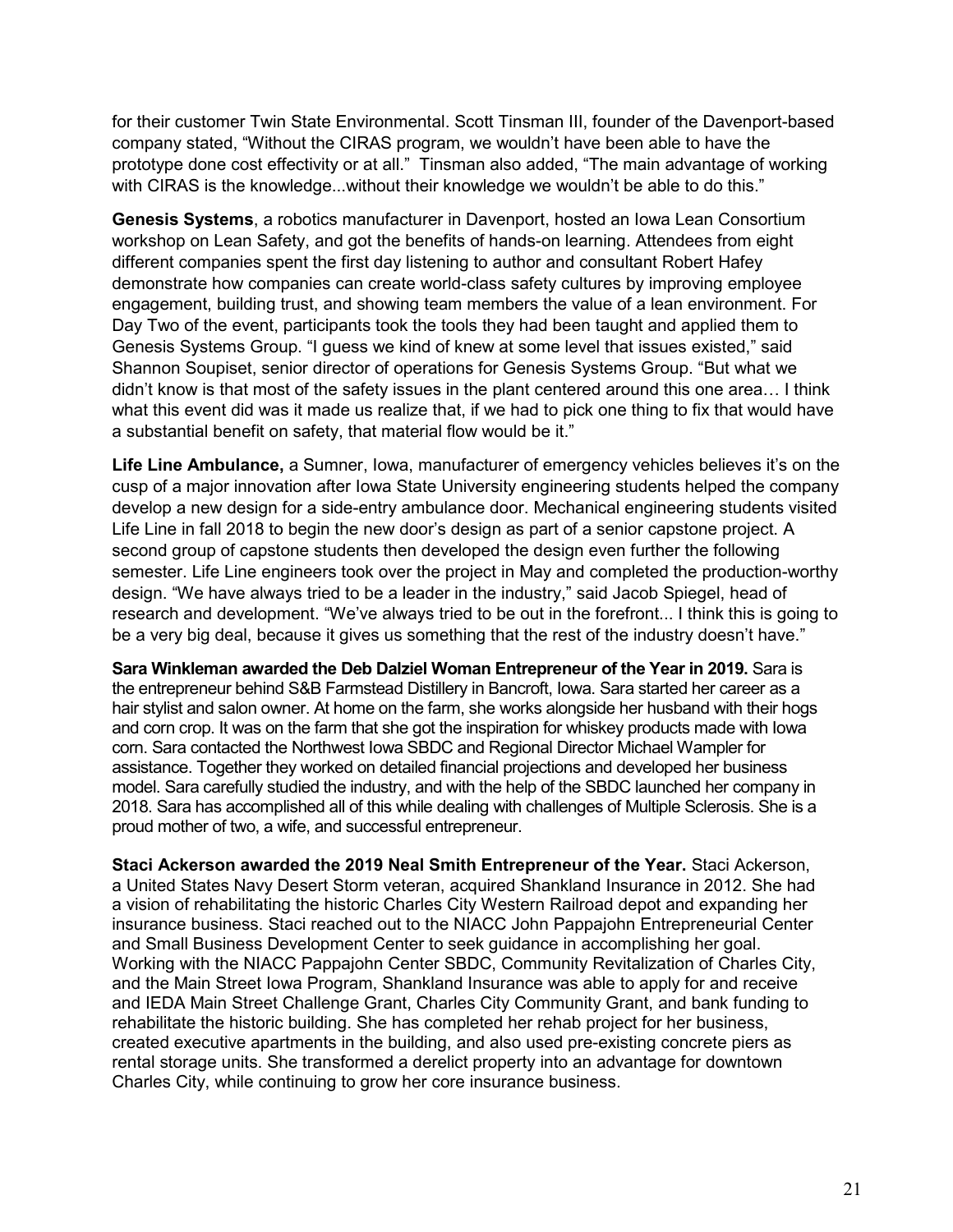for their customer Twin State Environmental. Scott Tinsman III, founder of the Davenport-based company stated, "Without the CIRAS program, we wouldn't have been able to have the prototype done cost effectivity or at all." Tinsman also added, "The main advantage of working with CIRAS is the knowledge...without their knowledge we wouldn't be able to do this."

**Genesis Systems**, a robotics manufacturer in Davenport, hosted an Iowa Lean Consortium workshop on Lean Safety, and got the benefits of hands-on learning. Attendees from eight different companies spent the first day listening to author and consultant Robert Hafey demonstrate how companies can create world-class safety cultures by improving employee engagement, building trust, and showing team members the value of a lean environment. For Day Two of the event, participants took the tools they had been taught and applied them to Genesis Systems Group. "I guess we kind of knew at some level that issues existed," said Shannon Soupiset, senior director of operations for Genesis Systems Group. "But what we didn't know is that most of the safety issues in the plant centered around this one area… I think what this event did was it made us realize that, if we had to pick one thing to fix that would have a substantial benefit on safety, that material flow would be it."

**Life Line Ambulance,** a Sumner, Iowa, manufacturer of emergency vehicles believes it's on the cusp of a major innovation after Iowa State University engineering students helped the company develop a new design for a side-entry ambulance door. Mechanical engineering students visited Life Line in fall 2018 to begin the new door's design as part of a senior capstone project. A second group of capstone students then developed the design even further the following semester. Life Line engineers took over the project in May and completed the production-worthy design. "We have always tried to be a leader in the industry," said Jacob Spiegel, head of research and development. "We've always tried to be out in the forefront... I think this is going to be a very big deal, because it gives us something that the rest of the industry doesn't have."

**Sara Winkleman awarded the Deb Dalziel Woman Entrepreneur of the Year in 2019.** Sara is the entrepreneur behind S&B Farmstead Distillery in Bancroft, Iowa. Sara started her career as a hair stylist and salon owner. At home on the farm, she works alongside her husband with their hogs and corn crop. It was on the farm that she got the inspiration for whiskey products made with Iowa corn. Sara contacted the Northwest Iowa SBDC and Regional Director Michael Wampler for assistance. Together they worked on detailed financial projections and developed her business model. Sara carefully studied the industry, and with the help of the SBDC launched her company in 2018. Sara has accomplished all of this while dealing with challenges of Multiple Sclerosis. She is a proud mother of two, a wife, and successful entrepreneur.

**Staci Ackerson awarded the 2019 Neal Smith Entrepreneur of the Year.** Staci Ackerson, a United States Navy Desert Storm veteran, acquired Shankland Insurance in 2012. She had a vision of rehabilitating the historic Charles City Western Railroad depot and expanding her insurance business. Staci reached out to the NIACC John Pappajohn Entrepreneurial Center and Small Business Development Center to seek guidance in accomplishing her goal. Working with the NIACC Pappajohn Center SBDC, Community Revitalization of Charles City, and the Main Street Iowa Program, Shankland Insurance was able to apply for and receive and IEDA Main Street Challenge Grant, Charles City Community Grant, and bank funding to rehabilitate the historic building. She has completed her rehab project for her business, created executive apartments in the building, and also used pre-existing concrete piers as rental storage units. She transformed a derelict property into an advantage for downtown Charles City, while continuing to grow her core insurance business.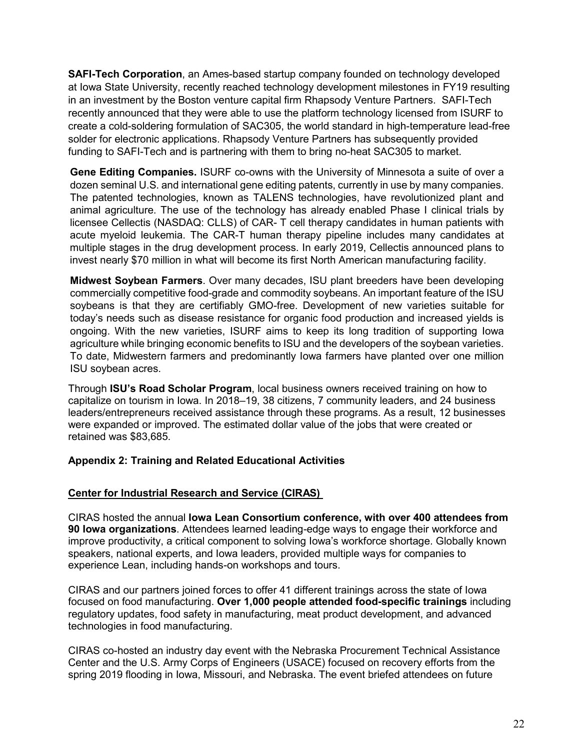**SAFI-Tech Corporation**, an Ames-based startup company founded on technology developed at Iowa State University, recently reached technology development milestones in FY19 resulting in an investment by the Boston venture capital firm Rhapsody Venture Partners. SAFI-Tech recently announced that they were able to use the platform technology licensed from ISURF to create a cold-soldering formulation of SAC305, the world standard in high-temperature lead-free solder for electronic applications. Rhapsody Venture Partners has subsequently provided funding to SAFI-Tech and is partnering with them to bring no-heat SAC305 to market.

**Gene Editing Companies.** ISURF co-owns with the University of Minnesota a suite of over a dozen seminal U.S. and international gene editing patents, currently in use by many companies. The patented technologies, known as TALENS technologies, have revolutionized plant and animal agriculture. The use of the technology has already enabled Phase I clinical trials by licensee Cellectis (NASDAQ: CLLS) of CAR- T cell therapy candidates in human patients with acute myeloid leukemia. The CAR-T human therapy pipeline includes many candidates at multiple stages in the drug development process. In early 2019, Cellectis announced plans to invest nearly $70 million in what will become its first North American manufacturing facility.

**Midwest Soybean Farmers**. Over many decades, ISU plant breeders have been developing commercially competitive food-grade and commodity soybeans. An important feature of the ISU soybeans is that they are certifiably GMO-free. Development of new varieties suitable for today's needs such as disease resistance for organic food production and increased yields is ongoing. With the new varieties, ISURF aims to keep its long tradition of supporting Iowa agriculture while bringing economic benefits to ISU and the developers of the soybean varieties. To date, Midwestern farmers and predominantly Iowa farmers have planted over one million ISU soybean acres.

Through **ISU's Road Scholar Program**, local business owners received training on how to capitalize on tourism in Iowa. In 2018–19, 38 citizens, 7 community leaders, and 24 business leaders/entrepreneurs received assistance through these programs. As a result, 12 businesses were expanded or improved. The estimated dollar value of the jobs that were created or retained was $83,685.

## Appendix 2: Training and Related Educational Activities

### Center for Industrial Research and Service (CIRAS)

CIRAS hosted the annual **Iowa Lean Consortium conference, with over 400 attendees from 90 Iowa organizations**. Attendees learned leading-edge ways to engage their workforce and improve productivity, a critical component to solving Iowa's workforce shortage. Globally known speakers, national experts, and Iowa leaders, provided multiple ways for companies to experience Lean, including hands-on workshops and tours.

CIRAS and our partners joined forces to offer 41 different trainings across the state of Iowa focused on food manufacturing. **Over 1,000 people attended food-specific trainings** including regulatory updates, food safety in manufacturing, meat product development, and advanced technologies in food manufacturing.

CIRAS co-hosted an industry day event with the Nebraska Procurement Technical Assistance Center and the U.S. Army Corps of Engineers (USACE) focused on recovery efforts from the spring 2019 flooding in Iowa, Missouri, and Nebraska. The event briefed attendees on future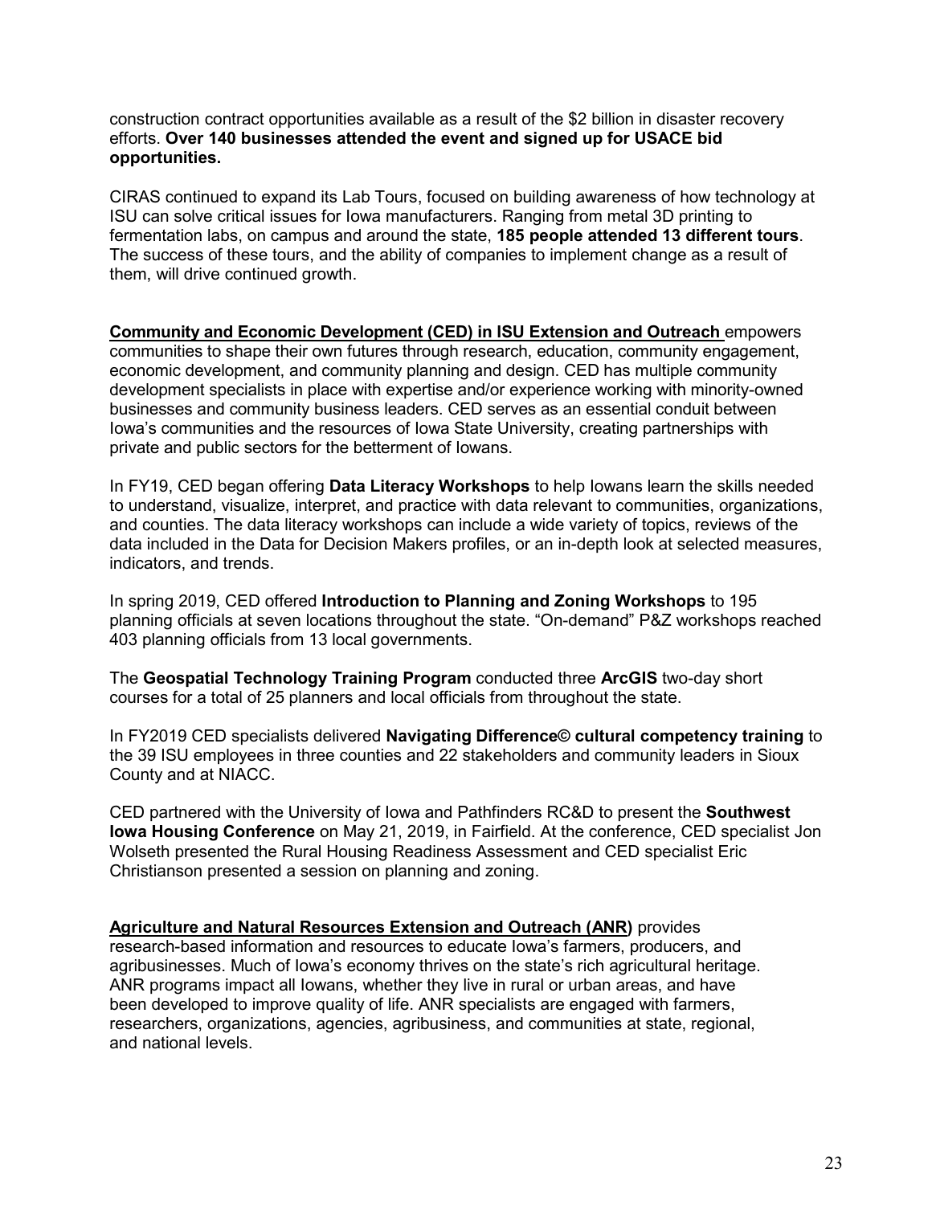construction contract opportunities available as a result of the $2 billion in disaster recovery efforts. **Over 140 businesses attended the event and signed up for USACE bid opportunities.**

CIRAS continued to expand its Lab Tours, focused on building awareness of how technology at ISU can solve critical issues for Iowa manufacturers. Ranging from metal 3D printing to fermentation labs, on campus and around the state, **185 people attended 13 different tours**. The success of these tours, and the ability of companies to implement change as a result of them, will drive continued growth.

**Community and Economic Development (CED) in ISU Extension and Outreach** empowers communities to shape their own futures through research, education, community engagement, economic development, and community planning and design. CED has multiple community development specialists in place with expertise and/or experience working with minority-owned businesses and community business leaders. CED serves as an essential conduit between Iowa's communities and the resources of Iowa State University, creating partnerships with private and public sectors for the betterment of Iowans.

In FY19, CED began offering **Data Literacy Workshops** to help Iowans learn the skills needed to understand, visualize, interpret, and practice with data relevant to communities, organizations, and counties. The data literacy workshops can include a wide variety of topics, reviews of the data included in the Data for Decision Makers profiles, or an in-depth look at selected measures, indicators, and trends.

In spring 2019, CED offered **Introduction to Planning and Zoning Workshops** to 195 planning officials at seven locations throughout the state. "On-demand" P&Z workshops reached 403 planning officials from 13 local governments.

The **Geospatial Technology Training Program** conducted three **ArcGIS** two-day short courses for a total of 25 planners and local officials from throughout the state.

In FY2019 CED specialists delivered **Navigating Difference© cultural competency training** to the 39 ISU employees in three counties and 22 stakeholders and community leaders in Sioux County and at NIACC.

CED partnered with the University of Iowa and Pathfinders RC&D to present the **Southwest Iowa Housing Conference** on May 21, 2019, in Fairfield. At the conference, CED specialist Jon Wolseth presented the Rural Housing Readiness Assessment and CED specialist Eric Christianson presented a session on planning and zoning.

**Agriculture and Natural Resources Extension and Outreach (ANR)** provides research-based information and resources to educate Iowa's farmers, producers, and agribusinesses. Much of Iowa's economy thrives on the state's rich agricultural heritage. ANR programs impact all Iowans, whether they live in rural or urban areas, and have been developed to improve quality of life. ANR specialists are engaged with farmers, researchers, organizations, agencies, agribusiness, and communities at state, regional, and national levels.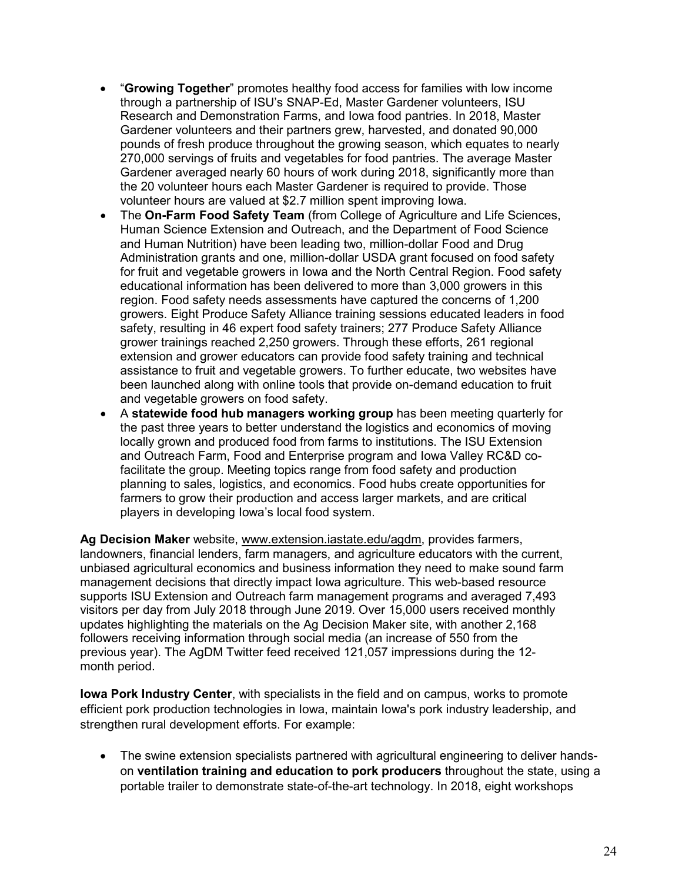- "**Growing Together**" promotes healthy food access for families with low income through a partnership of ISU's SNAP-Ed, Master Gardener volunteers, ISU Research and Demonstration Farms, and Iowa food pantries. In 2018, Master Gardener volunteers and their partners grew, harvested, and donated 90,000 pounds of fresh produce throughout the growing season, which equates to nearly 270,000 servings of fruits and vegetables for food pantries. The average Master Gardener averaged nearly 60 hours of work during 2018, significantly more than the 20 volunteer hours each Master Gardener is required to provide. Those volunteer hours are valued at $2.7 million spent improving Iowa.
- The **On-Farm Food Safety Team** (from College of Agriculture and Life Sciences, Human Science Extension and Outreach, and the Department of Food Science and Human Nutrition) have been leading two, million-dollar Food and Drug Administration grants and one, million-dollar USDA grant focused on food safety for fruit and vegetable growers in Iowa and the North Central Region. Food safety educational information has been delivered to more than 3,000 growers in this region. Food safety needs assessments have captured the concerns of 1,200 growers. Eight Produce Safety Alliance training sessions educated leaders in food safety, resulting in 46 expert food safety trainers; 277 Produce Safety Alliance grower trainings reached 2,250 growers. Through these efforts, 261 regional extension and grower educators can provide food safety training and technical assistance to fruit and vegetable growers. To further educate, two websites have been launched along with online tools that provide on-demand education to fruit and vegetable growers on food safety.
- A **statewide food hub managers working group** has been meeting quarterly for the past three years to better understand the logistics and economics of moving locally grown and produced food from farms to institutions. The ISU Extension and Outreach Farm, Food and Enterprise program and Iowa Valley RC&D co-facilitate the group. Meeting topics range from food safety and production planning to sales, logistics, and economics. Food hubs create opportunities for farmers to grow their production and access larger markets, and are critical players in developing Iowa's local food system.

**Ag Decision Maker** website, www.extension.iastate.edu/agdm, provides farmers, landowners, financial lenders, farm managers, and agriculture educators with the current, unbiased agricultural economics and business information they need to make sound farm management decisions that directly impact Iowa agriculture. This web-based resource supports ISU Extension and Outreach farm management programs and averaged 7,493 visitors per day from July 2018 through June 2019. Over 15,000 users received monthly updates highlighting the materials on the Ag Decision Maker site, with another 2,168 followers receiving information through social media (an increase of 550 from the previous year). The AgDM Twitter feed received 121,057 impressions during the 12-month period.

**Iowa Pork Industry Center**, with specialists in the field and on campus, works to promote efficient pork production technologies in Iowa, maintain Iowa's pork industry leadership, and strengthen rural development efforts. For example:

- The swine extension specialists partnered with agricultural engineering to deliver hands-on **ventilation training and education to pork producers** throughout the state, using a portable trailer to demonstrate state-of-the-art technology. In 2018, eight workshops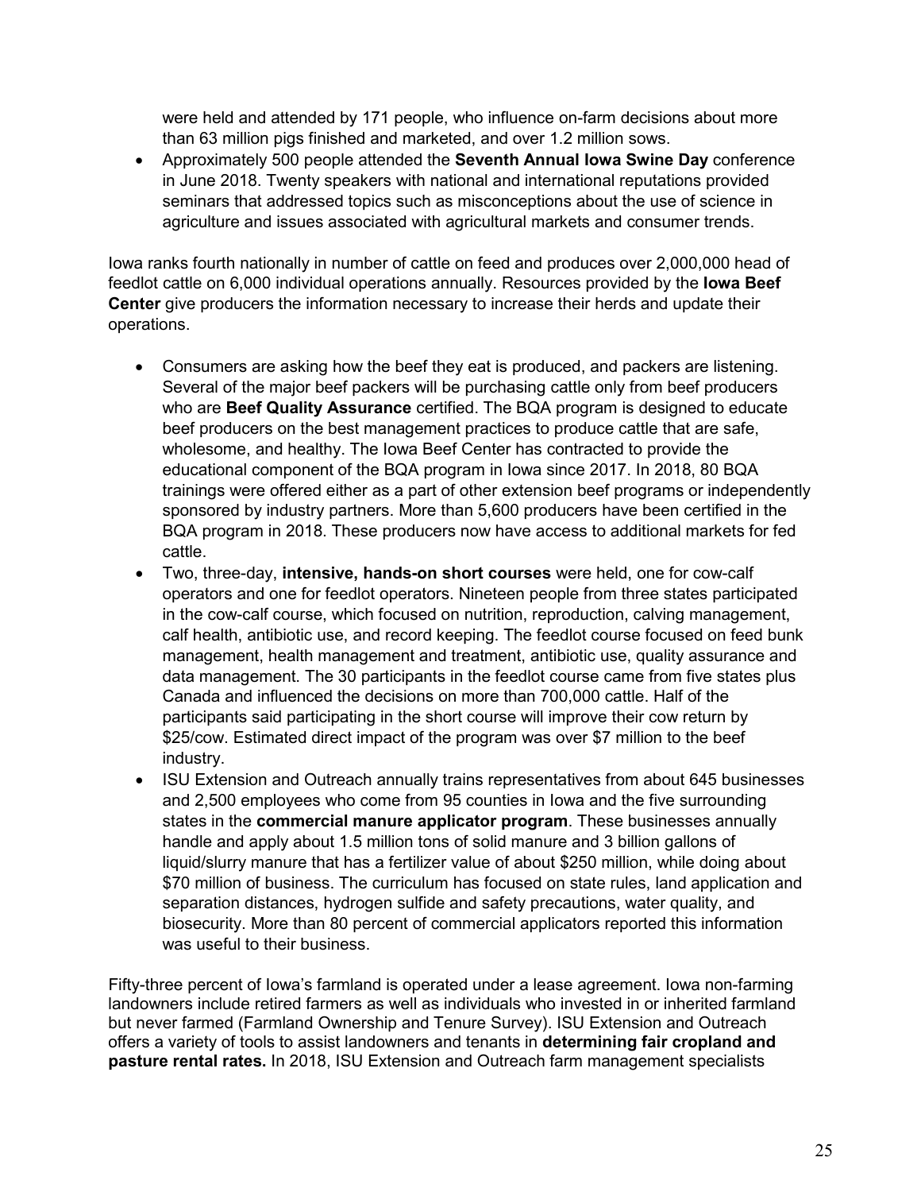were held and attended by 171 people, who influence on-farm decisions about more than 63 million pigs finished and marketed, and over 1.2 million sows.

- Approximately 500 people attended the **Seventh Annual Iowa Swine Day** conference in June 2018. Twenty speakers with national and international reputations provided seminars that addressed topics such as misconceptions about the use of science in agriculture and issues associated with agricultural markets and consumer trends.

Iowa ranks fourth nationally in number of cattle on feed and produces over 2,000,000 head of feedlot cattle on 6,000 individual operations annually. Resources provided by the **Iowa Beef Center** give producers the information necessary to increase their herds and update their operations.

- Consumers are asking how the beef they eat is produced, and packers are listening. Several of the major beef packers will be purchasing cattle only from beef producers who are **Beef Quality Assurance** certified. The BQA program is designed to educate beef producers on the best management practices to produce cattle that are safe, wholesome, and healthy. The Iowa Beef Center has contracted to provide the educational component of the BQA program in Iowa since 2017. In 2018, 80 BQA trainings were offered either as a part of other extension beef programs or independently sponsored by industry partners. More than 5,600 producers have been certified in the BQA program in 2018. These producers now have access to additional markets for fed cattle.
- Two, three-day, **intensive, hands-on short courses** were held, one for cow-calf operators and one for feedlot operators. Nineteen people from three states participated in the cow-calf course, which focused on nutrition, reproduction, calving management, calf health, antibiotic use, and record keeping. The feedlot course focused on feed bunk management, health management and treatment, antibiotic use, quality assurance and data management. The 30 participants in the feedlot course came from five states plus Canada and influenced the decisions on more than 700,000 cattle. Half of the participants said participating in the short course will improve their cow return by \$25/cow. Estimated direct impact of the program was over \$7 million to the beef industry.
- ISU Extension and Outreach annually trains representatives from about 645 businesses and 2,500 employees who come from 95 counties in Iowa and the five surrounding states in the **commercial manure applicator program**. These businesses annually handle and apply about 1.5 million tons of solid manure and 3 billion gallons of liquid/slurry manure that has a fertilizer value of about \$250 million, while doing about \$70 million of business. The curriculum has focused on state rules, land application and separation distances, hydrogen sulfide and safety precautions, water quality, and biosecurity. More than 80 percent of commercial applicators reported this information was useful to their business.

Fifty-three percent of Iowa's farmland is operated under a lease agreement. Iowa non-farming landowners include retired farmers as well as individuals who invested in or inherited farmland but never farmed (Farmland Ownership and Tenure Survey). ISU Extension and Outreach offers a variety of tools to assist landowners and tenants in **determining fair cropland and pasture rental rates.** In 2018, ISU Extension and Outreach farm management specialists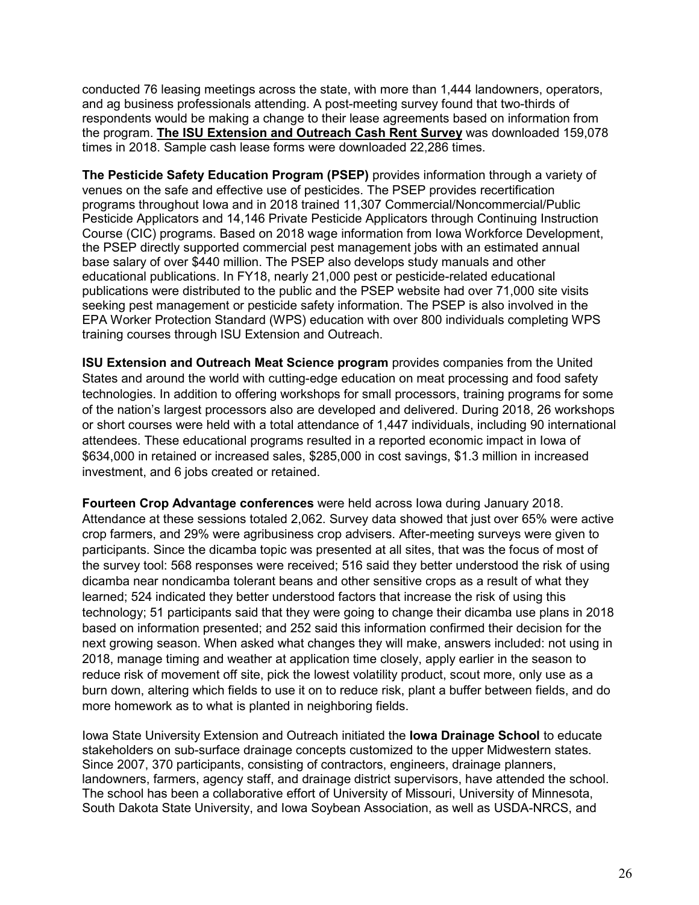conducted 76 leasing meetings across the state, with more than 1,444 landowners, operators, and ag business professionals attending. A post-meeting survey found that two-thirds of respondents would be making a change to their lease agreements based on information from the program. **The ISU Extension and Outreach Cash Rent Survey** was downloaded 159,078 times in 2018. Sample cash lease forms were downloaded 22,286 times.

**The Pesticide Safety Education Program (PSEP)** provides information through a variety of venues on the safe and effective use of pesticides. The PSEP provides recertification programs throughout Iowa and in 2018 trained 11,307 Commercial/Noncommercial/Public Pesticide Applicators and 14,146 Private Pesticide Applicators through Continuing Instruction Course (CIC) programs. Based on 2018 wage information from Iowa Workforce Development, the PSEP directly supported commercial pest management jobs with an estimated annual base salary of over $440 million. The PSEP also develops study manuals and other educational publications. In FY18, nearly 21,000 pest or pesticide-related educational publications were distributed to the public and the PSEP website had over 71,000 site visits seeking pest management or pesticide safety information. The PSEP is also involved in the EPA Worker Protection Standard (WPS) education with over 800 individuals completing WPS training courses through ISU Extension and Outreach.

**ISU Extension and Outreach Meat Science program** provides companies from the United States and around the world with cutting-edge education on meat processing and food safety technologies. In addition to offering workshops for small processors, training programs for some of the nation's largest processors also are developed and delivered. During 2018, 26 workshops or short courses were held with a total attendance of 1,447 individuals, including 90 international attendees. These educational programs resulted in a reported economic impact in Iowa of $634,000 in retained or increased sales, $285,000 in cost savings, $1.3 million in increased investment, and 6 jobs created or retained.

**Fourteen Crop Advantage conferences** were held across Iowa during January 2018. Attendance at these sessions totaled 2,062. Survey data showed that just over 65% were active crop farmers, and 29% were agribusiness crop advisers. After-meeting surveys were given to participants. Since the dicamba topic was presented at all sites, that was the focus of most of the survey tool: 568 responses were received; 516 said they better understood the risk of using dicamba near nondicamba tolerant beans and other sensitive crops as a result of what they learned; 524 indicated they better understood factors that increase the risk of using this technology; 51 participants said that they were going to change their dicamba use plans in 2018 based on information presented; and 252 said this information confirmed their decision for the next growing season. When asked what changes they will make, answers included: not using in 2018, manage timing and weather at application time closely, apply earlier in the season to reduce risk of movement off site, pick the lowest volatility product, scout more, only use as a burn down, altering which fields to use it on to reduce risk, plant a buffer between fields, and do more homework as to what is planted in neighboring fields.

Iowa State University Extension and Outreach initiated the **Iowa Drainage School** to educate stakeholders on sub-surface drainage concepts customized to the upper Midwestern states. Since 2007, 370 participants, consisting of contractors, engineers, drainage planners, landowners, farmers, agency staff, and drainage district supervisors, have attended the school. The school has been a collaborative effort of University of Missouri, University of Minnesota, South Dakota State University, and Iowa Soybean Association, as well as USDA-NRCS, and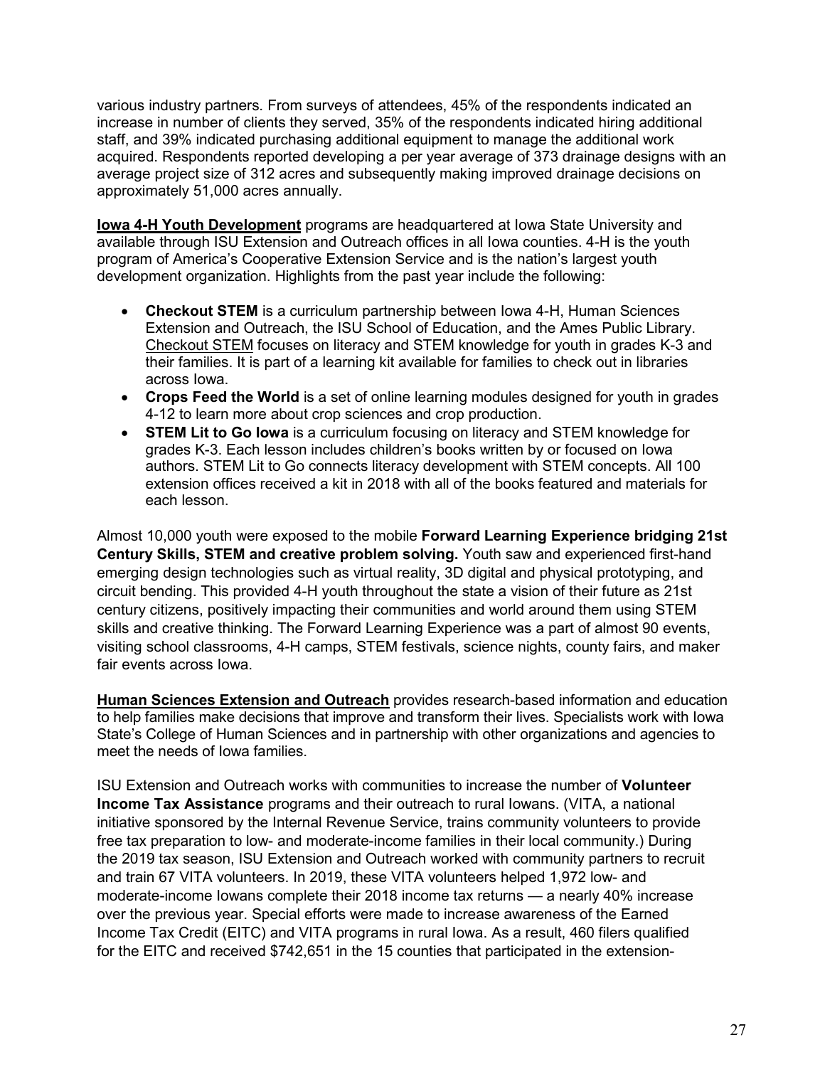various industry partners. From surveys of attendees, 45% of the respondents indicated an increase in number of clients they served, 35% of the respondents indicated hiring additional staff, and 39% indicated purchasing additional equipment to manage the additional work acquired. Respondents reported developing a per year average of 373 drainage designs with an average project size of 312 acres and subsequently making improved drainage decisions on approximately 51,000 acres annually.

**Iowa 4-H Youth Development** programs are headquartered at Iowa State University and available through ISU Extension and Outreach offices in all Iowa counties. 4-H is the youth program of America's Cooperative Extension Service and is the nation's largest youth development organization. Highlights from the past year include the following:

- **Checkout STEM** is a curriculum partnership between Iowa 4-H, Human Sciences Extension and Outreach, the ISU School of Education, and the Ames Public Library. Checkout STEM focuses on literacy and STEM knowledge for youth in grades K-3 and their families. It is part of a learning kit available for families to check out in libraries across Iowa.
- **Crops Feed the World** is a set of online learning modules designed for youth in grades 4-12 to learn more about crop sciences and crop production.
- **STEM Lit to Go Iowa** is a curriculum focusing on literacy and STEM knowledge for grades K-3. Each lesson includes children's books written by or focused on Iowa authors. STEM Lit to Go connects literacy development with STEM concepts. All 100 extension offices received a kit in 2018 with all of the books featured and materials for each lesson.

Almost 10,000 youth were exposed to the mobile **Forward Learning Experience bridging 21st Century Skills, STEM and creative problem solving.** Youth saw and experienced first-hand emerging design technologies such as virtual reality, 3D digital and physical prototyping, and circuit bending. This provided 4-H youth throughout the state a vision of their future as 21st century citizens, positively impacting their communities and world around them using STEM skills and creative thinking. The Forward Learning Experience was a part of almost 90 events, visiting school classrooms, 4-H camps, STEM festivals, science nights, county fairs, and maker fair events across Iowa.

**Human Sciences Extension and Outreach** provides research-based information and education to help families make decisions that improve and transform their lives. Specialists work with Iowa State's College of Human Sciences and in partnership with other organizations and agencies to meet the needs of Iowa families.

ISU Extension and Outreach works with communities to increase the number of **Volunteer Income Tax Assistance** programs and their outreach to rural Iowans. (VITA, a national initiative sponsored by the Internal Revenue Service, trains community volunteers to provide free tax preparation to low- and moderate-income families in their local community.) During the 2019 tax season, ISU Extension and Outreach worked with community partners to recruit and train 67 VITA volunteers. In 2019, these VITA volunteers helped 1,972 low- and moderate-income Iowans complete their 2018 income tax returns — a nearly 40% increase over the previous year. Special efforts were made to increase awareness of the Earned Income Tax Credit (EITC) and VITA programs in rural Iowa. As a result, 460 filers qualified for the EITC and received $742,651 in the 15 counties that participated in the extension-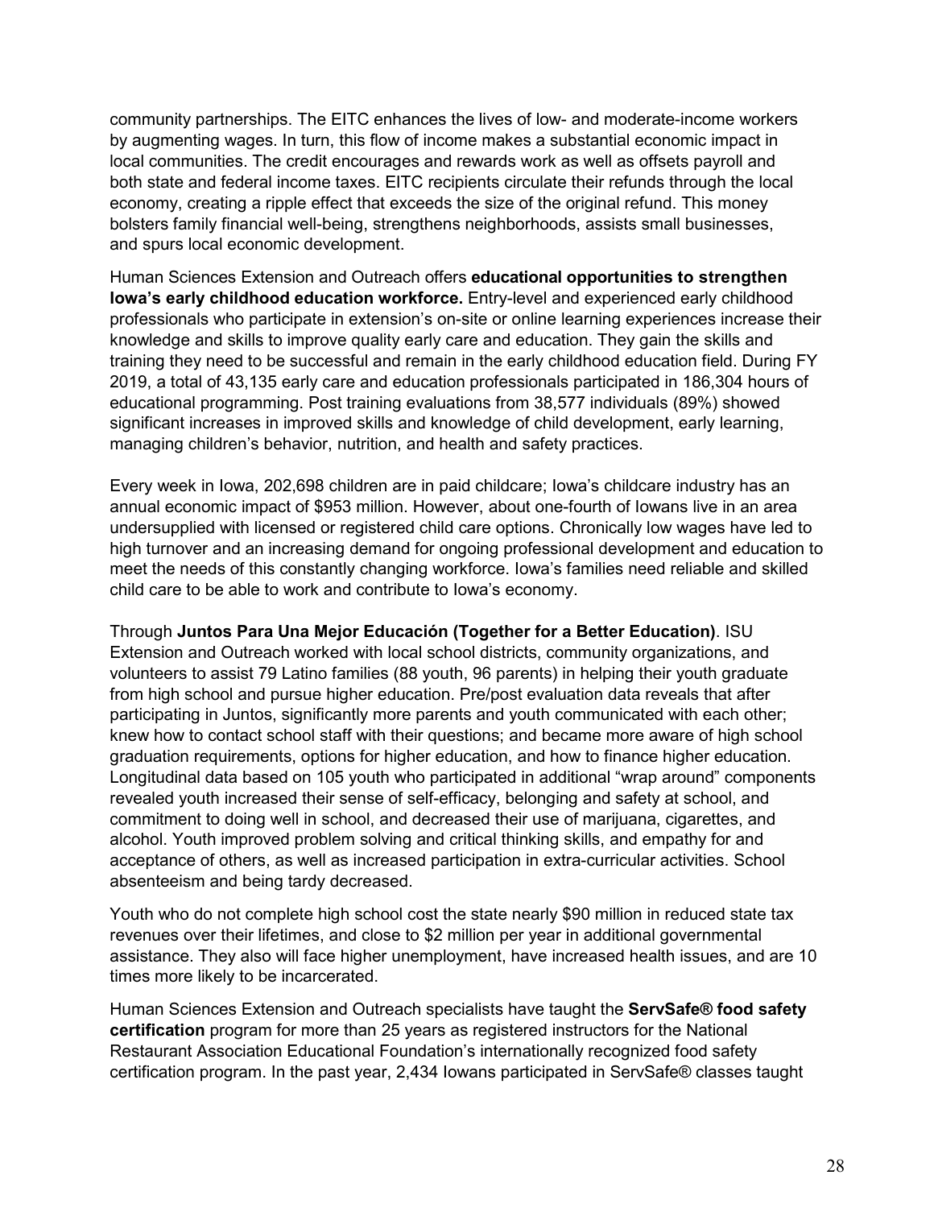community partnerships. The EITC enhances the lives of low- and moderate-income workers by augmenting wages. In turn, this flow of income makes a substantial economic impact in local communities. The credit encourages and rewards work as well as offsets payroll and both state and federal income taxes. EITC recipients circulate their refunds through the local economy, creating a ripple effect that exceeds the size of the original refund. This money bolsters family financial well-being, strengthens neighborhoods, assists small businesses, and spurs local economic development.

Human Sciences Extension and Outreach offers **educational opportunities to strengthen Iowa's early childhood education workforce.** Entry-level and experienced early childhood professionals who participate in extension's on-site or online learning experiences increase their knowledge and skills to improve quality early care and education. They gain the skills and training they need to be successful and remain in the early childhood education field. During FY 2019, a total of 43,135 early care and education professionals participated in 186,304 hours of educational programming. Post training evaluations from 38,577 individuals (89%) showed significant increases in improved skills and knowledge of child development, early learning, managing children's behavior, nutrition, and health and safety practices.

Every week in Iowa, 202,698 children are in paid childcare; Iowa's childcare industry has an annual economic impact of $953 million. However, about one-fourth of Iowans live in an area undersupplied with licensed or registered child care options. Chronically low wages have led to high turnover and an increasing demand for ongoing professional development and education to meet the needs of this constantly changing workforce. Iowa's families need reliable and skilled child care to be able to work and contribute to Iowa's economy.

Through **Juntos Para Una Mejor Educación (Together for a Better Education)**. ISU Extension and Outreach worked with local school districts, community organizations, and volunteers to assist 79 Latino families (88 youth, 96 parents) in helping their youth graduate from high school and pursue higher education. Pre/post evaluation data reveals that after participating in Juntos, significantly more parents and youth communicated with each other; knew how to contact school staff with their questions; and became more aware of high school graduation requirements, options for higher education, and how to finance higher education. Longitudinal data based on 105 youth who participated in additional "wrap around" components revealed youth increased their sense of self-efficacy, belonging and safety at school, and commitment to doing well in school, and decreased their use of marijuana, cigarettes, and alcohol. Youth improved problem solving and critical thinking skills, and empathy for and acceptance of others, as well as increased participation in extra-curricular activities. School absenteeism and being tardy decreased.

Youth who do not complete high school cost the state nearly $90 million in reduced state tax revenues over their lifetimes, and close to $2 million per year in additional governmental assistance. They also will face higher unemployment, have increased health issues, and are 10 times more likely to be incarcerated.

Human Sciences Extension and Outreach specialists have taught the **ServSafe® food safety certification** program for more than 25 years as registered instructors for the National Restaurant Association Educational Foundation's internationally recognized food safety certification program. In the past year, 2,434 Iowans participated in ServSafe® classes taught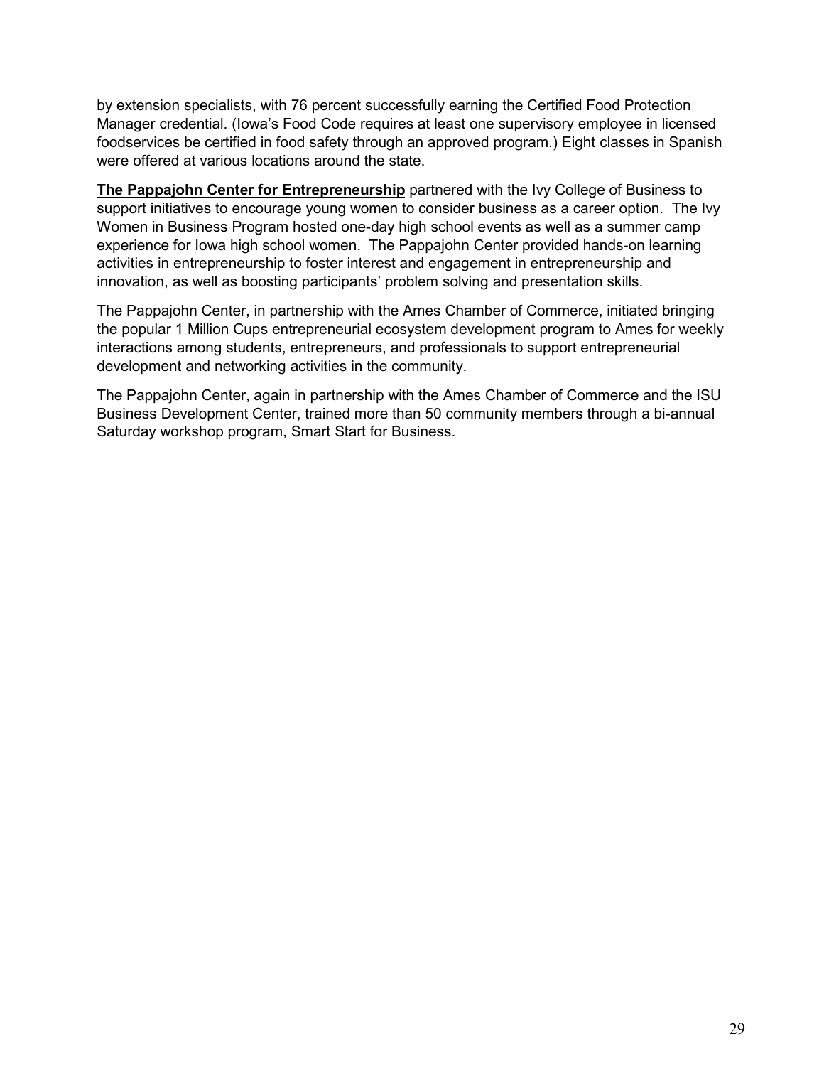by extension specialists, with 76 percent successfully earning the Certified Food Protection Manager credential. (Iowa's Food Code requires at least one supervisory employee in licensed foodservices be certified in food safety through an approved program.) Eight classes in Spanish were offered at various locations around the state.

**The Pappajohn Center for Entrepreneurship** partnered with the Ivy College of Business to support initiatives to encourage young women to consider business as a career option. The Ivy Women in Business Program hosted one-day high school events as well as a summer camp experience for Iowa high school women. The Pappajohn Center provided hands-on learning activities in entrepreneurship to foster interest and engagement in entrepreneurship and innovation, as well as boosting participants' problem solving and presentation skills.

The Pappajohn Center, in partnership with the Ames Chamber of Commerce, initiated bringing the popular 1 Million Cups entrepreneurial ecosystem development program to Ames for weekly interactions among students, entrepreneurs, and professionals to support entrepreneurial development and networking activities in the community.

The Pappajohn Center, again in partnership with the Ames Chamber of Commerce and the ISU Business Development Center, trained more than 50 community members through a bi-annual Saturday workshop program, Smart Start for Business.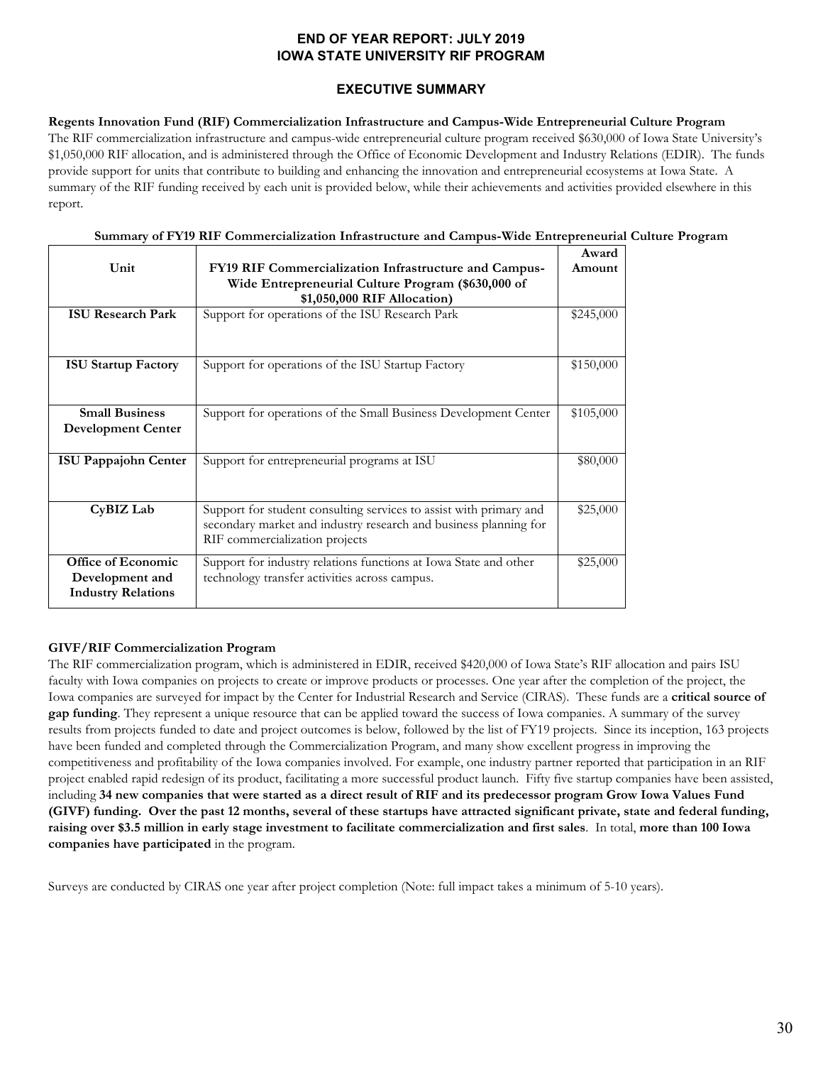# END OF YEAR REPORT: JULY 2019
# IOWA STATE UNIVERSITY RIF PROGRAM

## EXECUTIVE SUMMARY

**Regents Innovation Fund (RIF) Commercialization Infrastructure and Campus-Wide Entrepreneurial Culture Program**

The RIF commercialization infrastructure and campus-wide entrepreneurial culture program received $630,000 of Iowa State University's $1,050,000 RIF allocation, and is administered through the Office of Economic Development and Industry Relations (EDIR). The funds provide support for units that contribute to building and enhancing the innovation and entrepreneurial ecosystems at Iowa State. A summary of the RIF funding received by each unit is provided below, while their achievements and activities provided elsewhere in this report.

**Summary of FY19 RIF Commercialization Infrastructure and Campus-Wide Entrepreneurial Culture Program**

| Unit | FY19 RIF Commercialization Infrastructure and Campus-Wide Entrepreneurial Culture Program ($630,000 of $1,050,000 RIF Allocation) | Award Amount |
|---|---|---|
| **ISU Research Park** | Support for operations of the ISU Research Park | $245,000 |
| **ISU Startup Factory** | Support for operations of the ISU Startup Factory | $150,000 |
| **Small Business Development Center** | Support for operations of the Small Business Development Center | $105,000 |
| **ISU Pappajohn Center** | Support for entrepreneurial programs at ISU | $80,000 |
| **CyBIZ Lab** | Support for student consulting services to assist with primary and secondary market and industry research and business planning for RIF commercialization projects | $25,000 |
| **Office of Economic Development and Industry Relations** | Support for industry relations functions at Iowa State and other technology transfer activities across campus. | $25,000 |

**GIVF/RIF Commercialization Program**

The RIF commercialization program, which is administered in EDIR, received $420,000 of Iowa State's RIF allocation and pairs ISU faculty with Iowa companies on projects to create or improve products or processes. One year after the completion of the project, the Iowa companies are surveyed for impact by the Center for Industrial Research and Service (CIRAS). These funds are a **critical source of gap funding**. They represent a unique resource that can be applied toward the success of Iowa companies. A summary of the survey results from projects funded to date and project outcomes is below, followed by the list of FY19 projects. Since its inception, 163 projects have been funded and completed through the Commercialization Program, and many show excellent progress in improving the competitiveness and profitability of the Iowa companies involved. For example, one industry partner reported that participation in an RIF project enabled rapid redesign of its product, facilitating a more successful product launch. Fifty five startup companies have been assisted, including **34 new companies that were started as a direct result of RIF and its predecessor program Grow Iowa Values Fund (GIVF) funding. Over the past 12 months, several of these startups have attracted significant private, state and federal funding, raising over $3.5 million in early stage investment to facilitate commercialization and first sales**. In total, **more than 100 Iowa companies have participated** in the program.

Surveys are conducted by CIRAS one year after project completion (Note: full impact takes a minimum of 5-10 years).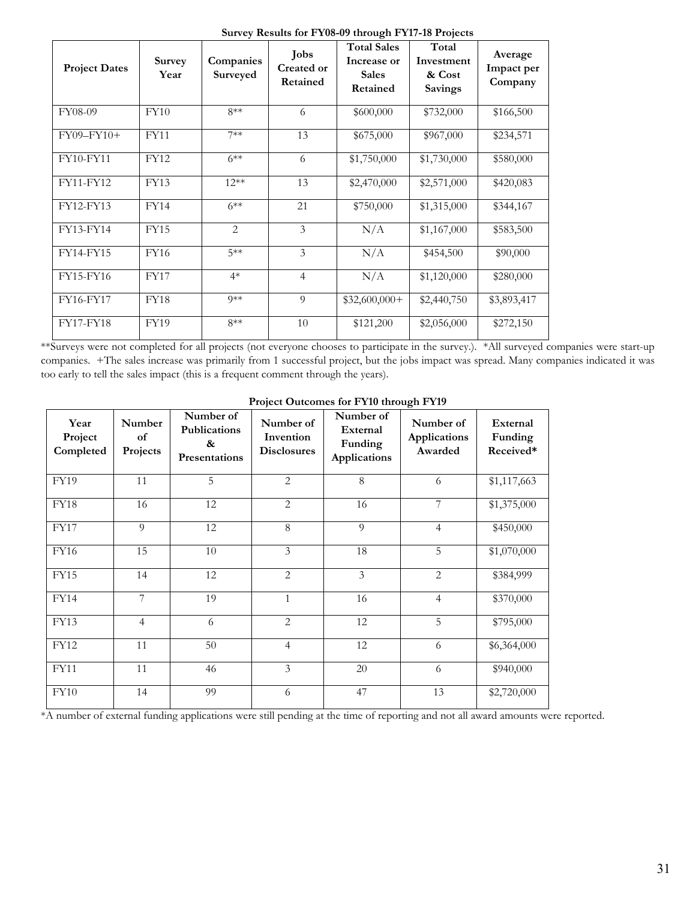**Survey Results for FY08-09 through FY17-18 Projects**

| Project Dates | Survey Year | Companies Surveyed | Jobs Created or Retained | Total Sales Increase or Sales Retained | Total Investment & Cost Savings | Average Impact per Company |
|---|---|---|---|---|---|---|
| FY08-09 | FY10 | 8** | 6 | $600,000 | $732,000 | $166,500 |
| FY09–FY10+ | FY11 | 7** | 13 | $675,000 | $967,000 | $234,571 |
| FY10-FY11 | FY12 | 6** | 6 | $1,750,000 | $1,730,000 | $580,000 |
| FY11-FY12 | FY13 | 12** | 13 | $2,470,000 | $2,571,000 | $420,083 |
| FY12-FY13 | FY14 | 6** | 21 | $750,000 | $1,315,000 | $344,167 |
| FY13-FY14 | FY15 | 2 | 3 | N/A | $1,167,000 | $583,500 |
| FY14-FY15 | FY16 | 5** | 3 | N/A | $454,500 | $90,000 |
| FY15-FY16 | FY17 | 4* | 4 | N/A | $1,120,000 | $280,000 |
| FY16-FY17 | FY18 | 9** | 9 | $32,600,000+ | $2,440,750 | $3,893,417 |
| FY17-FY18 | FY19 | 8** | 10 | $121,200 | $2,056,000 | $272,150 |

**Surveys were not completed for all projects (not everyone chooses to participate in the survey.). *All surveyed companies were start-up companies. +The sales increase was primarily from 1 successful project, but the jobs impact was spread. Many companies indicated it was too early to tell the sales impact (this is a frequent comment through the years).

**Project Outcomes for FY10 through FY19**

| Year Project Completed | Number of Projects | Number of Publications & Presentations | Number of Invention Disclosures | Number of External Funding Applications | Number of Applications Awarded | External Funding Received* |
|---|---|---|---|---|---|---|
| FY19 | 11 | 5 | 2 | 8 | 6 | $1,117,663 |
| FY18 | 16 | 12 | 2 | 16 | 7 | $1,375,000 |
| FY17 | 9 | 12 | 8 | 9 | 4 | $450,000 |
| FY16 | 15 | 10 | 3 | 18 | 5 | $1,070,000 |
| FY15 | 14 | 12 | 2 | 3 | 2 | $384,999 |
| FY14 | 7 | 19 | 1 | 16 | 4 | $370,000 |
| FY13 | 4 | 6 | 2 | 12 | 5 | $795,000 |
| FY12 | 11 | 50 | 4 | 12 | 6 | $6,364,000 |
| FY11 | 11 | 46 | 3 | 20 | 6 | $940,000 |
| FY10 | 14 | 99 | 6 | 47 | 13 | $2,720,000 |

*A number of external funding applications were still pending at the time of reporting and not all award amounts were reported.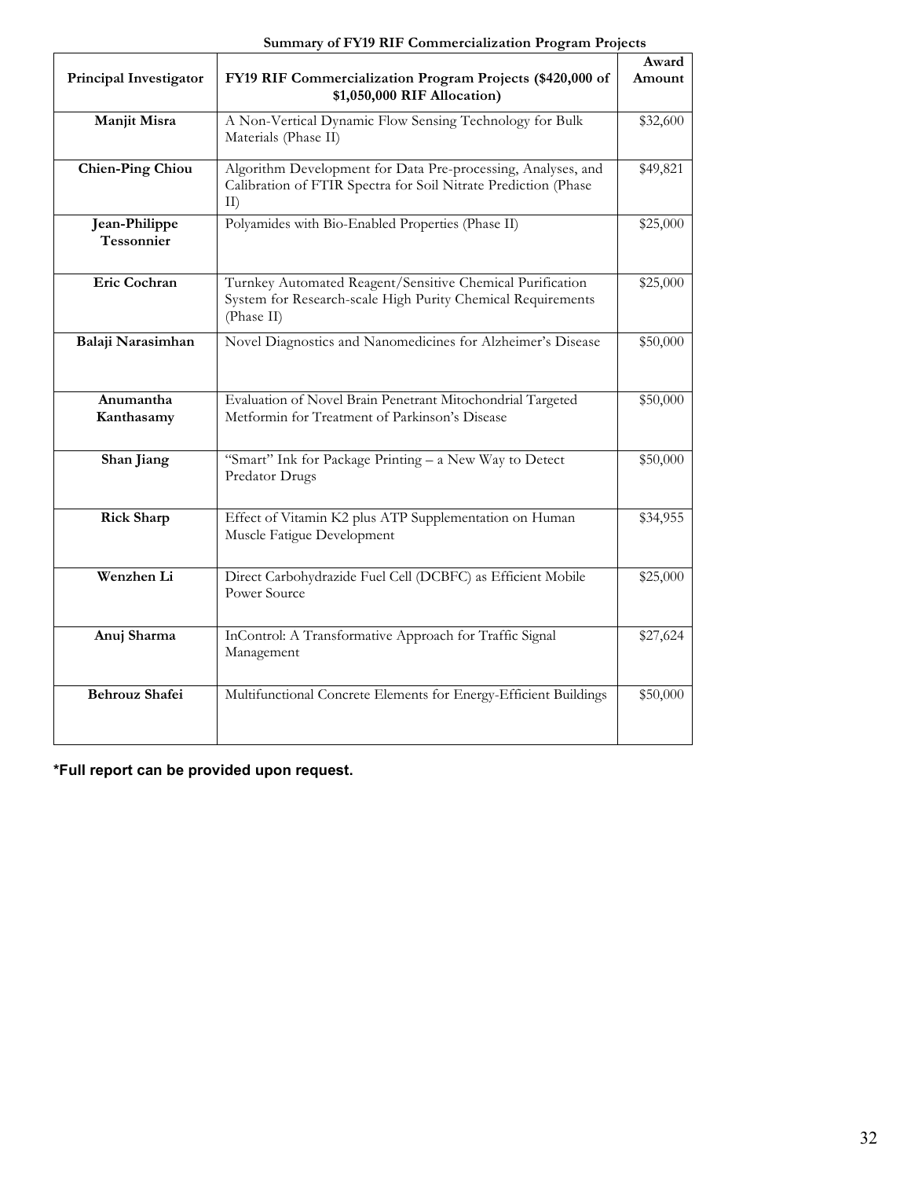**Summary of FY19 RIF Commercialization Program Projects**

| Principal Investigator | FY19 RIF Commercialization Program Projects ($420,000 of $1,050,000 RIF Allocation) | Award Amount |
|---|---|---|
| **Manjit Misra** | A Non-Vertical Dynamic Flow Sensing Technology for Bulk Materials (Phase II) | $32,600 |
| **Chien-Ping Chiou** | Algorithm Development for Data Pre-processing, Analyses, and Calibration of FTIR Spectra for Soil Nitrate Prediction (Phase II) | $49,821 |
| **Jean-Philippe Tessonnier** | Polyamides with Bio-Enabled Properties (Phase II) | $25,000 |
| **Eric Cochran** | Turnkey Automated Reagent/Sensitive Chemical Purification System for Research-scale High Purity Chemical Requirements (Phase II) | $25,000 |
| **Balaji Narasimhan** | Novel Diagnostics and Nanomedicines for Alzheimer's Disease | $50,000 |
| **Anumantha Kanthasamy** | Evaluation of Novel Brain Penetrant Mitochondrial Targeted Metformin for Treatment of Parkinson's Disease | $50,000 |
| **Shan Jiang** | "Smart" Ink for Package Printing – a New Way to Detect Predator Drugs | $50,000 |
| **Rick Sharp** | Effect of Vitamin K2 plus ATP Supplementation on Human Muscle Fatigue Development | $34,955 |
| **Wenzhen Li** | Direct Carbohydrazide Fuel Cell (DCBFC) as Efficient Mobile Power Source | $25,000 |
| **Anuj Sharma** | InControl: A Transformative Approach for Traffic Signal Management | $27,624 |
| **Behrouz Shafei** | Multifunctional Concrete Elements for Energy-Efficient Buildings | $50,000 |

**\*Full report can be provided upon request.**